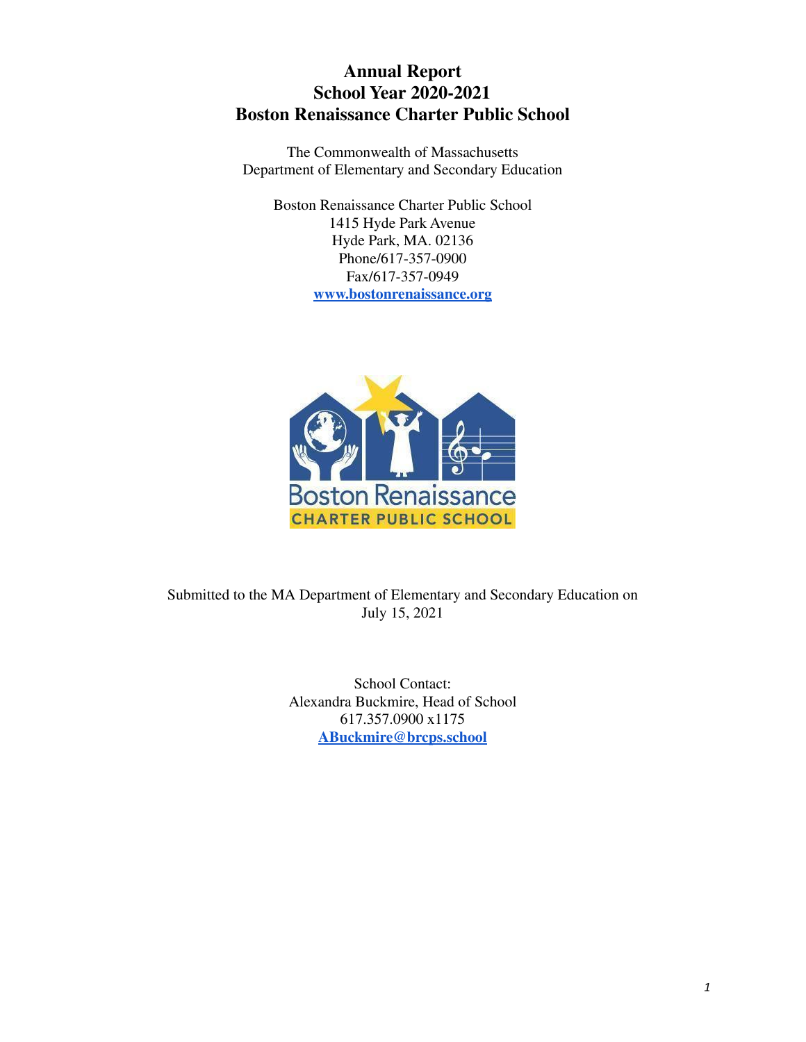# Annual Report
# School Year 2020-2021
# Boston Renaissance Charter Public School

The Commonwealth of Massachusetts
Department of Elementary and Secondary Education

Boston Renaissance Charter Public School
1415 Hyde Park Avenue
Hyde Park, MA. 02136
Phone/617-357-0900
Fax/617-357-0949
**www.bostonrenaissance.org**

Submitted to the MA Department of Elementary and Secondary Education on
July 15, 2021

School Contact:
Alexandra Buckmire, Head of School
617.357.0900 x1175
**ABuckmire@brcps.school**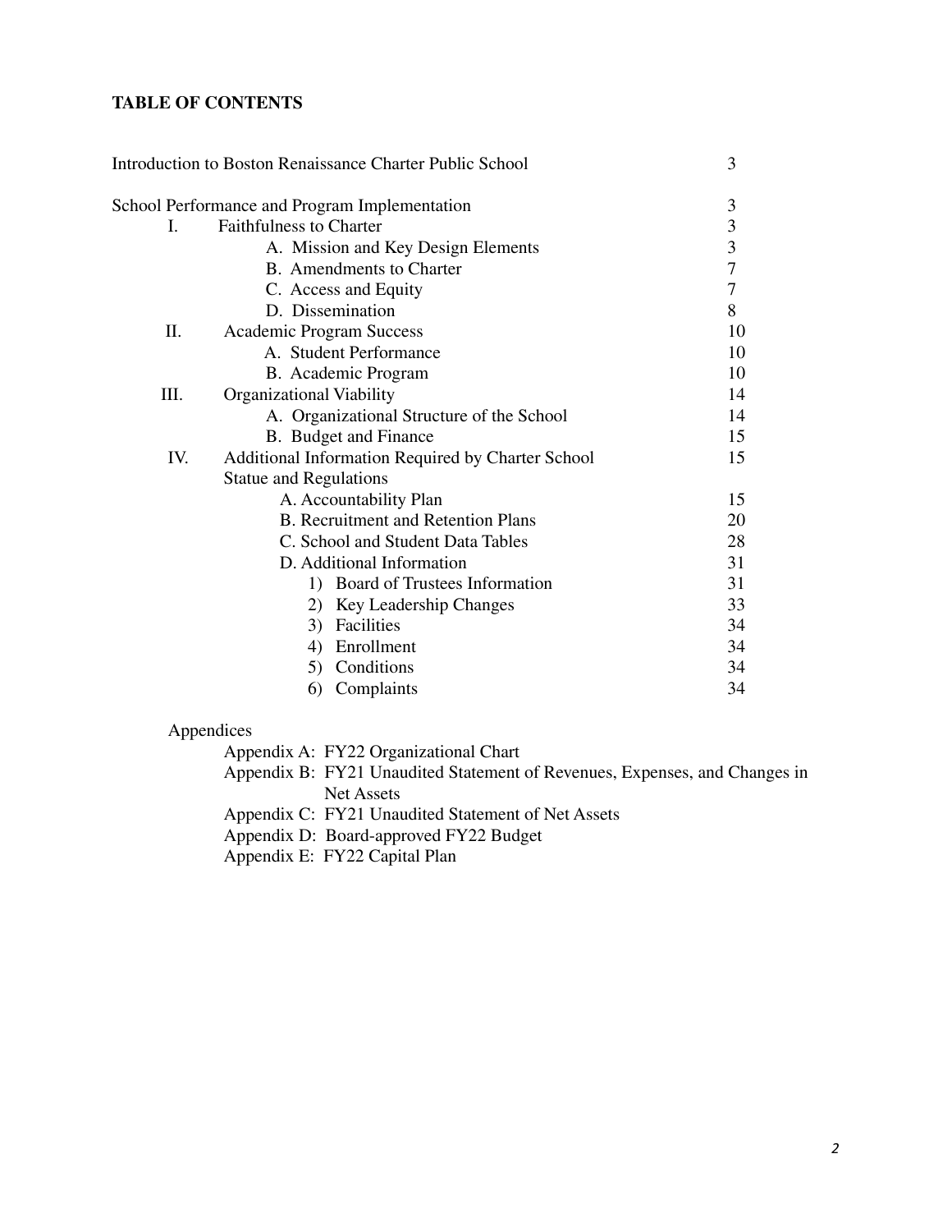**TABLE OF CONTENTS**

| | |
|---|---|
| Introduction to Boston Renaissance Charter Public School | 3 |
| School Performance and Program Implementation | 3 |
| I. Faithfulness to Charter | 3 |
| A. Mission and Key Design Elements | 3 |
| B. Amendments to Charter | 7 |
| C. Access and Equity | 7 |
| D. Dissemination | 8 |
| II. Academic Program Success | 10 |
| A. Student Performance | 10 |
| B. Academic Program | 10 |
| III. Organizational Viability | 14 |
| A. Organizational Structure of the School | 14 |
| B. Budget and Finance | 15 |
| IV. Additional Information Required by Charter School Statue and Regulations | 15 |
| A. Accountability Plan | 15 |
| B. Recruitment and Retention Plans | 20 |
| C. School and Student Data Tables | 28 |
| D. Additional Information | 31 |
| 1) Board of Trustees Information | 31 |
| 2) Key Leadership Changes | 33 |
| 3) Facilities | 34 |
| 4) Enrollment | 34 |
| 5) Conditions | 34 |
| 6) Complaints | 34 |

Appendices

- Appendix A: FY22 Organizational Chart
- Appendix B: FY21 Unaudited Statement of Revenues, Expenses, and Changes in Net Assets
- Appendix C: FY21 Unaudited Statement of Net Assets
- Appendix D: Board-approved FY22 Budget
- Appendix E: FY22 Capital Plan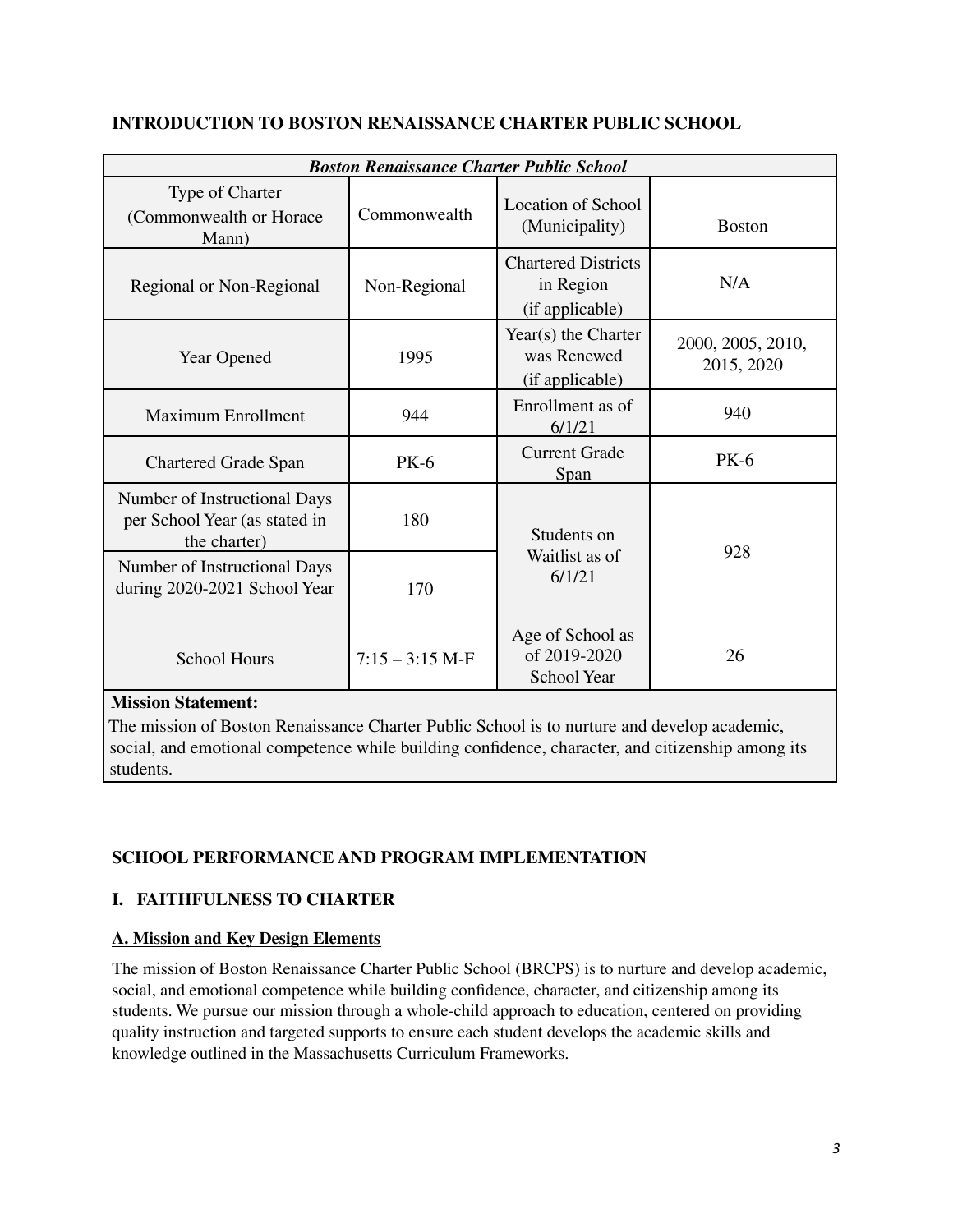## INTRODUCTION TO BOSTON RENAISSANCE CHARTER PUBLIC SCHOOL

| ***Boston Renaissance Charter Public School*** | | | |
|---|---|---|---|
| Type of Charter (Commonwealth or Horace Mann) | Commonwealth | Location of School (Municipality) | Boston |
| Regional or Non-Regional | Non-Regional | Chartered Districts in Region (if applicable) | N/A |
| Year Opened | 1995 | Year(s) the Charter was Renewed (if applicable) | 2000, 2005, 2010, 2015, 2020 |
| Maximum Enrollment | 944 | Enrollment as of 6/1/21 | 940 |
| Chartered Grade Span | PK-6 | Current Grade Span | PK-6 |
| Number of Instructional Days per School Year (as stated in the charter) | 180 | Students on Waitlist as of 6/1/21 | 928 |
| Number of Instructional Days during 2020-2021 School Year | 170 | | |
| School Hours | 7:15 – 3:15 M-F | Age of School as of 2019-2020 School Year | 26 |

**Mission Statement:**
The mission of Boston Renaissance Charter Public School is to nurture and develop academic, social, and emotional competence while building confidence, character, and citizenship among its students.

## SCHOOL PERFORMANCE AND PROGRAM IMPLEMENTATION

## I. FAITHFULNESS TO CHARTER

### A. Mission and Key Design Elements

The mission of Boston Renaissance Charter Public School (BRCPS) is to nurture and develop academic, social, and emotional competence while building confidence, character, and citizenship among its students. We pursue our mission through a whole-child approach to education, centered on providing quality instruction and targeted supports to ensure each student develops the academic skills and knowledge outlined in the Massachusetts Curriculum Frameworks.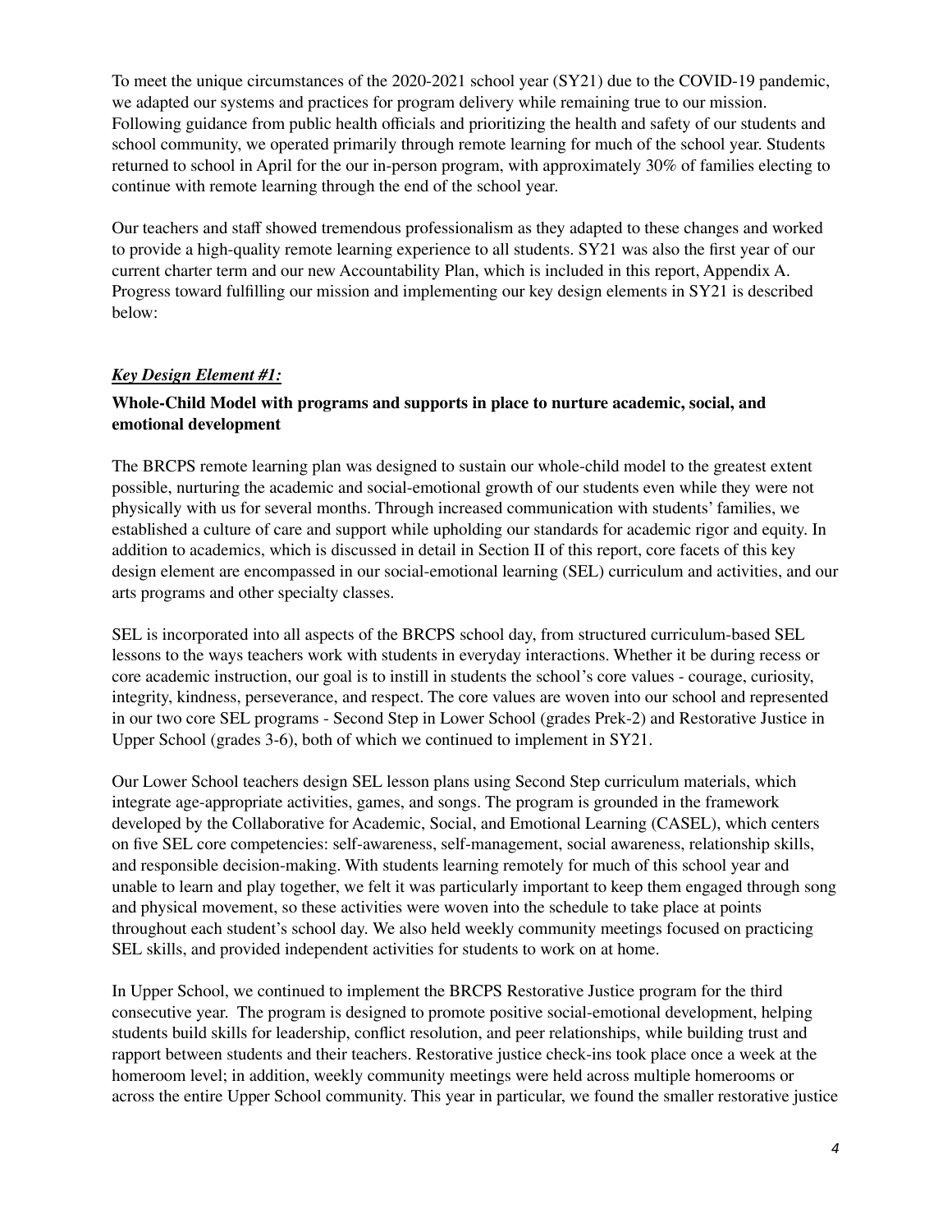To meet the unique circumstances of the 2020-2021 school year (SY21) due to the COVID-19 pandemic, we adapted our systems and practices for program delivery while remaining true to our mission. Following guidance from public health officials and prioritizing the health and safety of our students and school community, we operated primarily through remote learning for much of the school year. Students returned to school in April for the our in-person program, with approximately 30% of families electing to continue with remote learning through the end of the school year.

Our teachers and staff showed tremendous professionalism as they adapted to these changes and worked to provide a high-quality remote learning experience to all students. SY21 was also the first year of our current charter term and our new Accountability Plan, which is included in this report, Appendix A. Progress toward fulfilling our mission and implementing our key design elements in SY21 is described below:

***Key Design Element #1:***

**Whole-Child Model with programs and supports in place to nurture academic, social, and emotional development**

The BRCPS remote learning plan was designed to sustain our whole-child model to the greatest extent possible, nurturing the academic and social-emotional growth of our students even while they were not physically with us for several months. Through increased communication with students' families, we established a culture of care and support while upholding our standards for academic rigor and equity. In addition to academics, which is discussed in detail in Section II of this report, core facets of this key design element are encompassed in our social-emotional learning (SEL) curriculum and activities, and our arts programs and other specialty classes.

SEL is incorporated into all aspects of the BRCPS school day, from structured curriculum-based SEL lessons to the ways teachers work with students in everyday interactions. Whether it be during recess or core academic instruction, our goal is to instill in students the school's core values - courage, curiosity, integrity, kindness, perseverance, and respect. The core values are woven into our school and represented in our two core SEL programs - Second Step in Lower School (grades Prek-2) and Restorative Justice in Upper School (grades 3-6), both of which we continued to implement in SY21.

Our Lower School teachers design SEL lesson plans using Second Step curriculum materials, which integrate age-appropriate activities, games, and songs. The program is grounded in the framework developed by the Collaborative for Academic, Social, and Emotional Learning (CASEL), which centers on five SEL core competencies: self-awareness, self-management, social awareness, relationship skills, and responsible decision-making. With students learning remotely for much of this school year and unable to learn and play together, we felt it was particularly important to keep them engaged through song and physical movement, so these activities were woven into the schedule to take place at points throughout each student's school day. We also held weekly community meetings focused on practicing SEL skills, and provided independent activities for students to work on at home.

In Upper School, we continued to implement the BRCPS Restorative Justice program for the third consecutive year. The program is designed to promote positive social-emotional development, helping students build skills for leadership, conflict resolution, and peer relationships, while building trust and rapport between students and their teachers. Restorative justice check-ins took place once a week at the homeroom level; in addition, weekly community meetings were held across multiple homerooms or across the entire Upper School community. This year in particular, we found the smaller restorative justice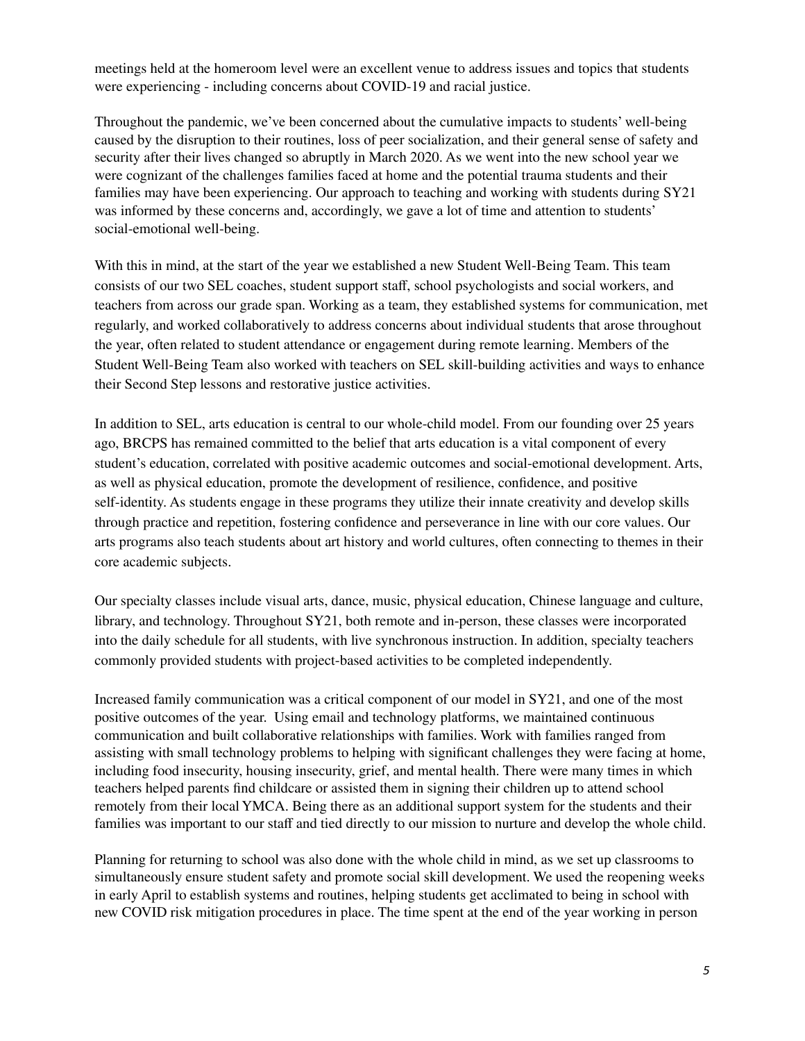meetings held at the homeroom level were an excellent venue to address issues and topics that students were experiencing - including concerns about COVID-19 and racial justice.

Throughout the pandemic, we've been concerned about the cumulative impacts to students' well-being caused by the disruption to their routines, loss of peer socialization, and their general sense of safety and security after their lives changed so abruptly in March 2020. As we went into the new school year we were cognizant of the challenges families faced at home and the potential trauma students and their families may have been experiencing. Our approach to teaching and working with students during SY21 was informed by these concerns and, accordingly, we gave a lot of time and attention to students' social-emotional well-being.

With this in mind, at the start of the year we established a new Student Well-Being Team. This team consists of our two SEL coaches, student support staff, school psychologists and social workers, and teachers from across our grade span. Working as a team, they established systems for communication, met regularly, and worked collaboratively to address concerns about individual students that arose throughout the year, often related to student attendance or engagement during remote learning. Members of the Student Well-Being Team also worked with teachers on SEL skill-building activities and ways to enhance their Second Step lessons and restorative justice activities.

In addition to SEL, arts education is central to our whole-child model. From our founding over 25 years ago, BRCPS has remained committed to the belief that arts education is a vital component of every student's education, correlated with positive academic outcomes and social-emotional development. Arts, as well as physical education, promote the development of resilience, confidence, and positive self-identity. As students engage in these programs they utilize their innate creativity and develop skills through practice and repetition, fostering confidence and perseverance in line with our core values. Our arts programs also teach students about art history and world cultures, often connecting to themes in their core academic subjects.

Our specialty classes include visual arts, dance, music, physical education, Chinese language and culture, library, and technology. Throughout SY21, both remote and in-person, these classes were incorporated into the daily schedule for all students, with live synchronous instruction. In addition, specialty teachers commonly provided students with project-based activities to be completed independently.

Increased family communication was a critical component of our model in SY21, and one of the most positive outcomes of the year. Using email and technology platforms, we maintained continuous communication and built collaborative relationships with families. Work with families ranged from assisting with small technology problems to helping with significant challenges they were facing at home, including food insecurity, housing insecurity, grief, and mental health. There were many times in which teachers helped parents find childcare or assisted them in signing their children up to attend school remotely from their local YMCA. Being there as an additional support system for the students and their families was important to our staff and tied directly to our mission to nurture and develop the whole child.

Planning for returning to school was also done with the whole child in mind, as we set up classrooms to simultaneously ensure student safety and promote social skill development. We used the reopening weeks in early April to establish systems and routines, helping students get acclimated to being in school with new COVID risk mitigation procedures in place. The time spent at the end of the year working in person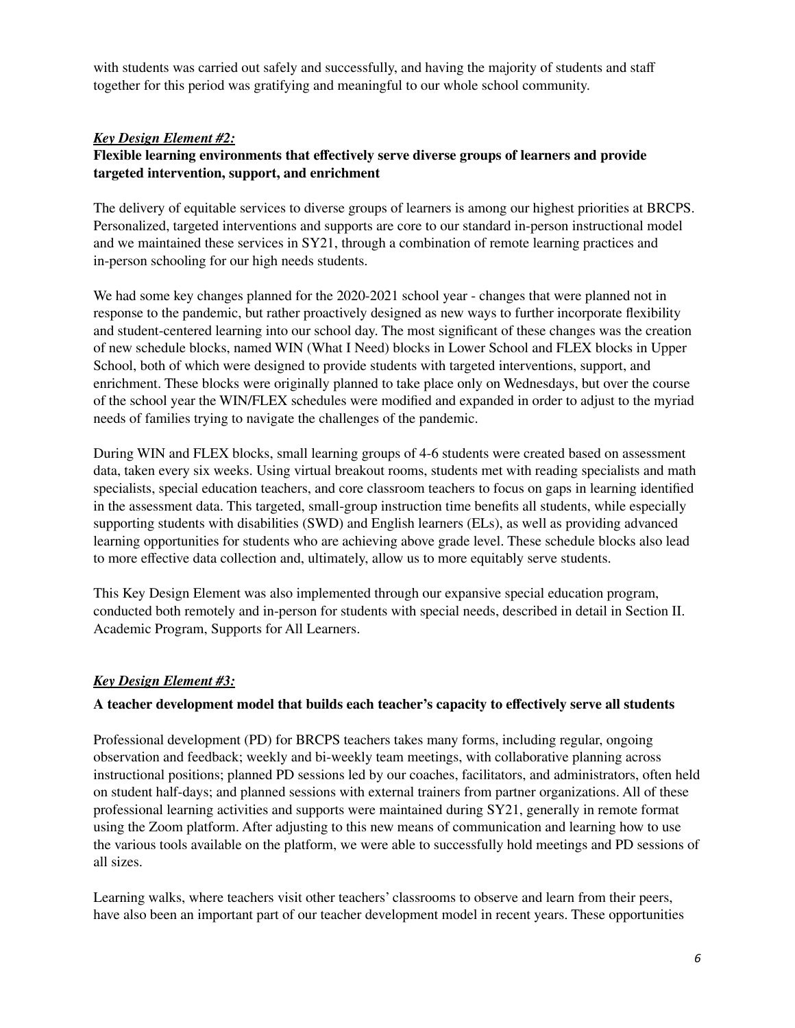with students was carried out safely and successfully, and having the majority of students and staff together for this period was gratifying and meaningful to our whole school community.

***Key Design Element #2:***

**Flexible learning environments that effectively serve diverse groups of learners and provide targeted intervention, support, and enrichment**

The delivery of equitable services to diverse groups of learners is among our highest priorities at BRCPS. Personalized, targeted interventions and supports are core to our standard in-person instructional model and we maintained these services in SY21, through a combination of remote learning practices and in-person schooling for our high needs students.

We had some key changes planned for the 2020-2021 school year - changes that were planned not in response to the pandemic, but rather proactively designed as new ways to further incorporate flexibility and student-centered learning into our school day. The most significant of these changes was the creation of new schedule blocks, named WIN (What I Need) blocks in Lower School and FLEX blocks in Upper School, both of which were designed to provide students with targeted interventions, support, and enrichment. These blocks were originally planned to take place only on Wednesdays, but over the course of the school year the WIN/FLEX schedules were modified and expanded in order to adjust to the myriad needs of families trying to navigate the challenges of the pandemic.

During WIN and FLEX blocks, small learning groups of 4-6 students were created based on assessment data, taken every six weeks. Using virtual breakout rooms, students met with reading specialists and math specialists, special education teachers, and core classroom teachers to focus on gaps in learning identified in the assessment data. This targeted, small-group instruction time benefits all students, while especially supporting students with disabilities (SWD) and English learners (ELs), as well as providing advanced learning opportunities for students who are achieving above grade level. These schedule blocks also lead to more effective data collection and, ultimately, allow us to more equitably serve students.

This Key Design Element was also implemented through our expansive special education program, conducted both remotely and in-person for students with special needs, described in detail in Section II. Academic Program, Supports for All Learners.

***Key Design Element #3:***

**A teacher development model that builds each teacher's capacity to effectively serve all students**

Professional development (PD) for BRCPS teachers takes many forms, including regular, ongoing observation and feedback; weekly and bi-weekly team meetings, with collaborative planning across instructional positions; planned PD sessions led by our coaches, facilitators, and administrators, often held on student half-days; and planned sessions with external trainers from partner organizations. All of these professional learning activities and supports were maintained during SY21, generally in remote format using the Zoom platform. After adjusting to this new means of communication and learning how to use the various tools available on the platform, we were able to successfully hold meetings and PD sessions of all sizes.

Learning walks, where teachers visit other teachers' classrooms to observe and learn from their peers, have also been an important part of our teacher development model in recent years. These opportunities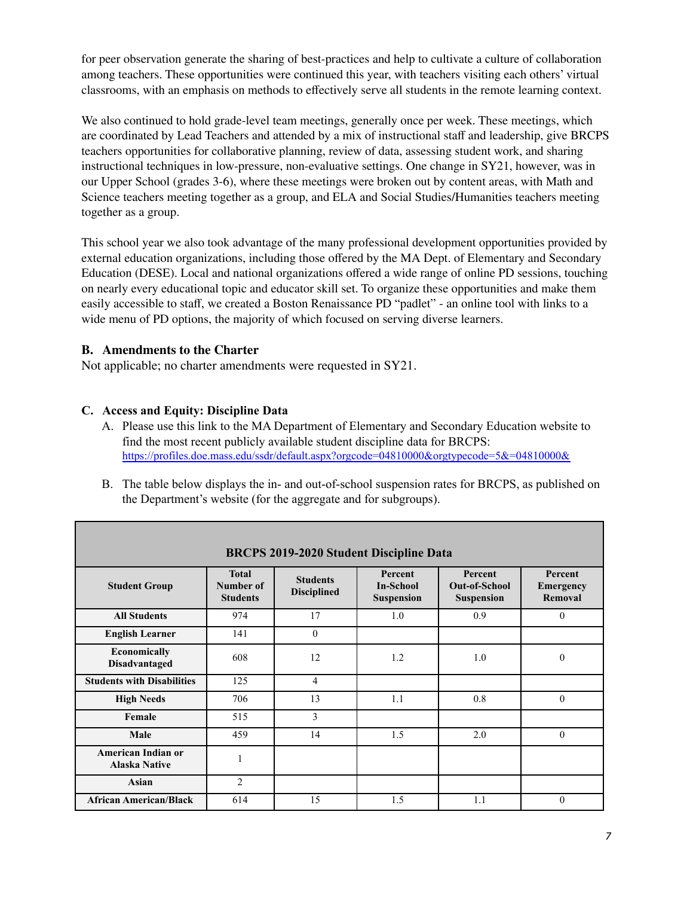for peer observation generate the sharing of best-practices and help to cultivate a culture of collaboration among teachers. These opportunities were continued this year, with teachers visiting each others' virtual classrooms, with an emphasis on methods to effectively serve all students in the remote learning context.

We also continued to hold grade-level team meetings, generally once per week. These meetings, which are coordinated by Lead Teachers and attended by a mix of instructional staff and leadership, give BRCPS teachers opportunities for collaborative planning, review of data, assessing student work, and sharing instructional techniques in low-pressure, non-evaluative settings. One change in SY21, however, was in our Upper School (grades 3-6), where these meetings were broken out by content areas, with Math and Science teachers meeting together as a group, and ELA and Social Studies/Humanities teachers meeting together as a group.

This school year we also took advantage of the many professional development opportunities provided by external education organizations, including those offered by the MA Dept. of Elementary and Secondary Education (DESE). Local and national organizations offered a wide range of online PD sessions, touching on nearly every educational topic and educator skill set. To organize these opportunities and make them easily accessible to staff, we created a Boston Renaissance PD "padlet" - an online tool with links to a wide menu of PD options, the majority of which focused on serving diverse learners.

### B. Amendments to the Charter

Not applicable; no charter amendments were requested in SY21.

### C. Access and Equity: Discipline Data

A. Please use this link to the MA Department of Elementary and Secondary Education website to find the most recent publicly available student discipline data for BRCPS: https://profiles.doe.mass.edu/ssdr/default.aspx?orgcode=04810000&orgtypecode=5&=04810000&

B. The table below displays the in- and out-of-school suspension rates for BRCPS, as published on the Department's website (for the aggregate and for subgroups).

**BRCPS 2019-2020 Student Discipline Data**

| Student Group | Total Number of Students | Students Disciplined | Percent In-School Suspension | Percent Out-of-School Suspension | Percent Emergency Removal |
|---|---|---|---|---|---|
| All Students | 974 | 17 | 1.0 | 0.9 | 0 |
| English Learner | 141 | 0 | | | |
| Economically Disadvantaged | 608 | 12 | 1.2 | 1.0 | 0 |
| Students with Disabilities | 125 | 4 | | | |
| High Needs | 706 | 13 | 1.1 | 0.8 | 0 |
| Female | 515 | 3 | | | |
| Male | 459 | 14 | 1.5 | 2.0 | 0 |
| American Indian or Alaska Native | 1 | | | | |
| Asian | 2 | | | | |
| African American/Black | 614 | 15 | 1.5 | 1.1 | 0 |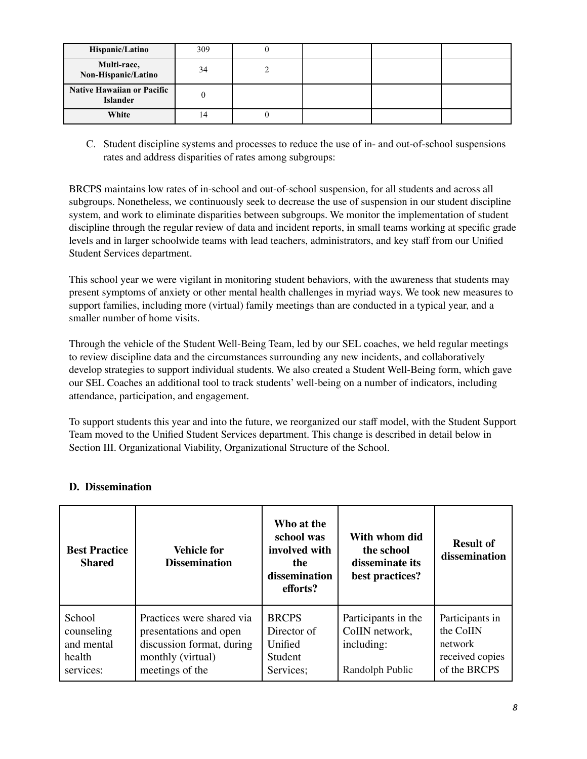| Hispanic/Latino | 309 | 0 | | | |
|---|---|---|---|---|---|
| Multi-race, Non-Hispanic/Latino | 34 | 2 | | | |
| Native Hawaiian or Pacific Islander | 0 | | | | |
| White | 14 | 0 | | | |

C. Student discipline systems and processes to reduce the use of in- and out-of-school suspensions rates and address disparities of rates among subgroups:

BRCPS maintains low rates of in-school and out-of-school suspension, for all students and across all subgroups. Nonetheless, we continuously seek to decrease the use of suspension in our student discipline system, and work to eliminate disparities between subgroups. We monitor the implementation of student discipline through the regular review of data and incident reports, in small teams working at specific grade levels and in larger schoolwide teams with lead teachers, administrators, and key staff from our Unified Student Services department.

This school year we were vigilant in monitoring student behaviors, with the awareness that students may present symptoms of anxiety or other mental health challenges in myriad ways. We took new measures to support families, including more (virtual) family meetings than are conducted in a typical year, and a smaller number of home visits.

Through the vehicle of the Student Well-Being Team, led by our SEL coaches, we held regular meetings to review discipline data and the circumstances surrounding any new incidents, and collaboratively develop strategies to support individual students. We also created a Student Well-Being form, which gave our SEL Coaches an additional tool to track students' well-being on a number of indicators, including attendance, participation, and engagement.

To support students this year and into the future, we reorganized our staff model, with the Student Support Team moved to the Unified Student Services department. This change is described in detail below in Section III. Organizational Viability, Organizational Structure of the School.

## D. Dissemination

| Best Practice Shared | Vehicle for Dissemination | Who at the school was involved with the dissemination efforts? | With whom did the school disseminate its best practices? | Result of dissemination |
|---|---|---|---|---|
| School counseling and mental health services: | Practices were shared via presentations and open discussion format, during monthly (virtual) meetings of the | BRCPS Director of Unified Student Services; | Participants in the CoIIN network, including: Randolph Public | Participants in the CoIIN network received copies of the BRCPS |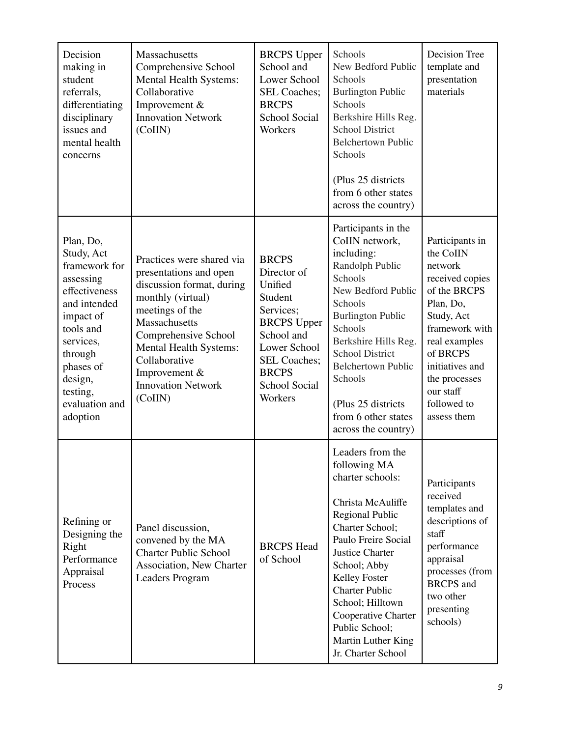| Decision making in student referrals, differentiating disciplinary issues and mental health concerns | Massachusetts Comprehensive School Mental Health Systems: Collaborative Improvement & Innovation Network (CoIIN) | BRCPS Upper School and Lower School SEL Coaches; BRCPS School Social Workers | Schools<br>New Bedford Public Schools<br>Burlington Public Schools<br>Berkshire Hills Reg. School District<br>Belchertown Public Schools<br><br>(Plus 25 districts from 6 other states across the country) | Decision Tree template and presentation materials |
|---|---|---|---|---|
| Plan, Do, Study, Act framework for assessing effectiveness and intended impact of tools and services, through phases of design, testing, evaluation and adoption | Practices were shared via presentations and open discussion format, during monthly (virtual) meetings of the Massachusetts Comprehensive School Mental Health Systems: Collaborative Improvement & Innovation Network (CoIIN) | BRCPS Director of Unified Student Services; BRCPS Upper School and Lower School SEL Coaches; BRCPS School Social Workers | Participants in the CoIIN network, including:<br>Randolph Public Schools<br>New Bedford Public Schools<br>Burlington Public Schools<br>Berkshire Hills Reg. School District<br>Belchertown Public Schools<br><br>(Plus 25 districts from 6 other states across the country) | Participants in the CoIIN network received copies of the BRCPS Plan, Do, Study, Act framework with real examples of BRCPS initiatives and the processes our staff followed to assess them |
| Refining or Designing the Right Performance Appraisal Process | Panel discussion, convened by the MA Charter Public School Association, New Charter Leaders Program | BRCPS Head of School | Leaders from the following MA charter schools:<br><br>Christa McAuliffe Regional Public Charter School; Paulo Freire Social Justice Charter School; Abby Kelley Foster Charter Public School; Hilltown Cooperative Charter Public School; Martin Luther King Jr. Charter School | Participants received templates and descriptions of staff performance appraisal processes (from BRCPS and two other presenting schools) |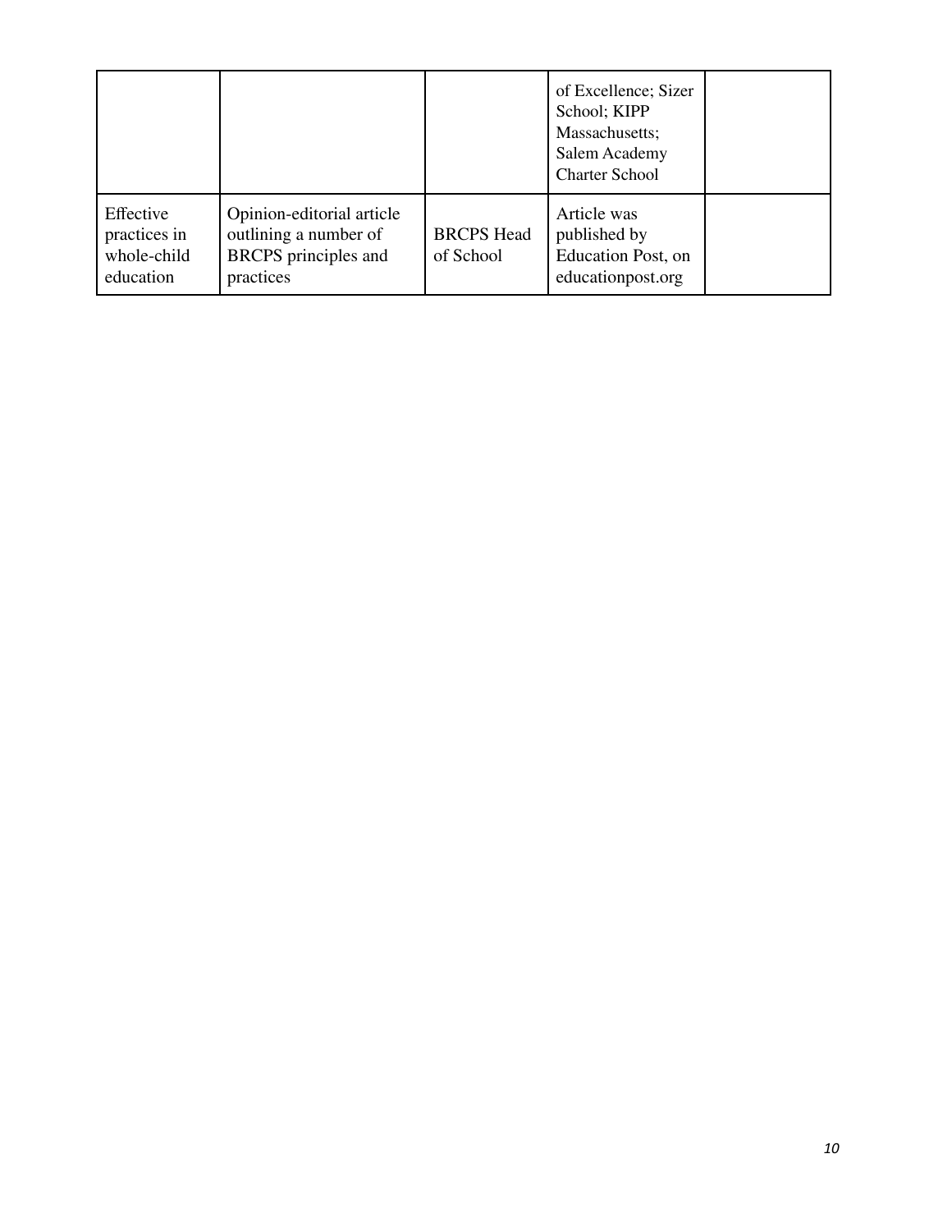| | | | | |
|---|---|---|---|---|
| | | | of Excellence; Sizer School; KIPP Massachusetts; Salem Academy Charter School | |
| Effective practices in whole-child education | Opinion-editorial article outlining a number of BRCPS principles and practices | BRCPS Head of School | Article was published by Education Post, on educationpost.org | |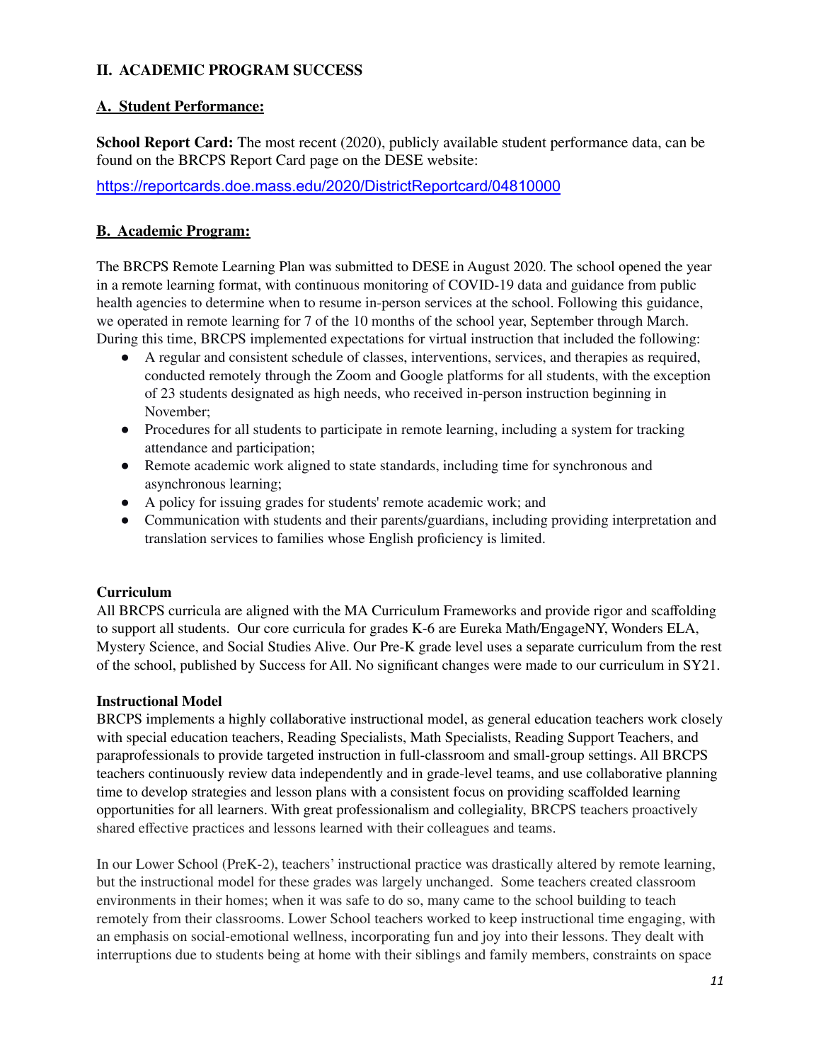## II. ACADEMIC PROGRAM SUCCESS

### A. Student Performance:

**School Report Card:** The most recent (2020), publicly available student performance data, can be found on the BRCPS Report Card page on the DESE website:

https://reportcards.doe.mass.edu/2020/DistrictReportcard/04810000

### B. Academic Program:

The BRCPS Remote Learning Plan was submitted to DESE in August 2020. The school opened the year in a remote learning format, with continuous monitoring of COVID-19 data and guidance from public health agencies to determine when to resume in-person services at the school. Following this guidance, we operated in remote learning for 7 of the 10 months of the school year, September through March. During this time, BRCPS implemented expectations for virtual instruction that included the following:

- A regular and consistent schedule of classes, interventions, services, and therapies as required, conducted remotely through the Zoom and Google platforms for all students, with the exception of 23 students designated as high needs, who received in-person instruction beginning in November;
- Procedures for all students to participate in remote learning, including a system for tracking attendance and participation;
- Remote academic work aligned to state standards, including time for synchronous and asynchronous learning;
- A policy for issuing grades for students' remote academic work; and
- Communication with students and their parents/guardians, including providing interpretation and translation services to families whose English proficiency is limited.

**Curriculum**

All BRCPS curricula are aligned with the MA Curriculum Frameworks and provide rigor and scaffolding to support all students. Our core curricula for grades K-6 are Eureka Math/EngageNY, Wonders ELA, Mystery Science, and Social Studies Alive. Our Pre-K grade level uses a separate curriculum from the rest of the school, published by Success for All. No significant changes were made to our curriculum in SY21.

**Instructional Model**

BRCPS implements a highly collaborative instructional model, as general education teachers work closely with special education teachers, Reading Specialists, Math Specialists, Reading Support Teachers, and paraprofessionals to provide targeted instruction in full-classroom and small-group settings. All BRCPS teachers continuously review data independently and in grade-level teams, and use collaborative planning time to develop strategies and lesson plans with a consistent focus on providing scaffolded learning opportunities for all learners. With great professionalism and collegiality, BRCPS teachers proactively shared effective practices and lessons learned with their colleagues and teams.

In our Lower School (PreK-2), teachers' instructional practice was drastically altered by remote learning, but the instructional model for these grades was largely unchanged. Some teachers created classroom environments in their homes; when it was safe to do so, many came to the school building to teach remotely from their classrooms. Lower School teachers worked to keep instructional time engaging, with an emphasis on social-emotional wellness, incorporating fun and joy into their lessons. They dealt with interruptions due to students being at home with their siblings and family members, constraints on space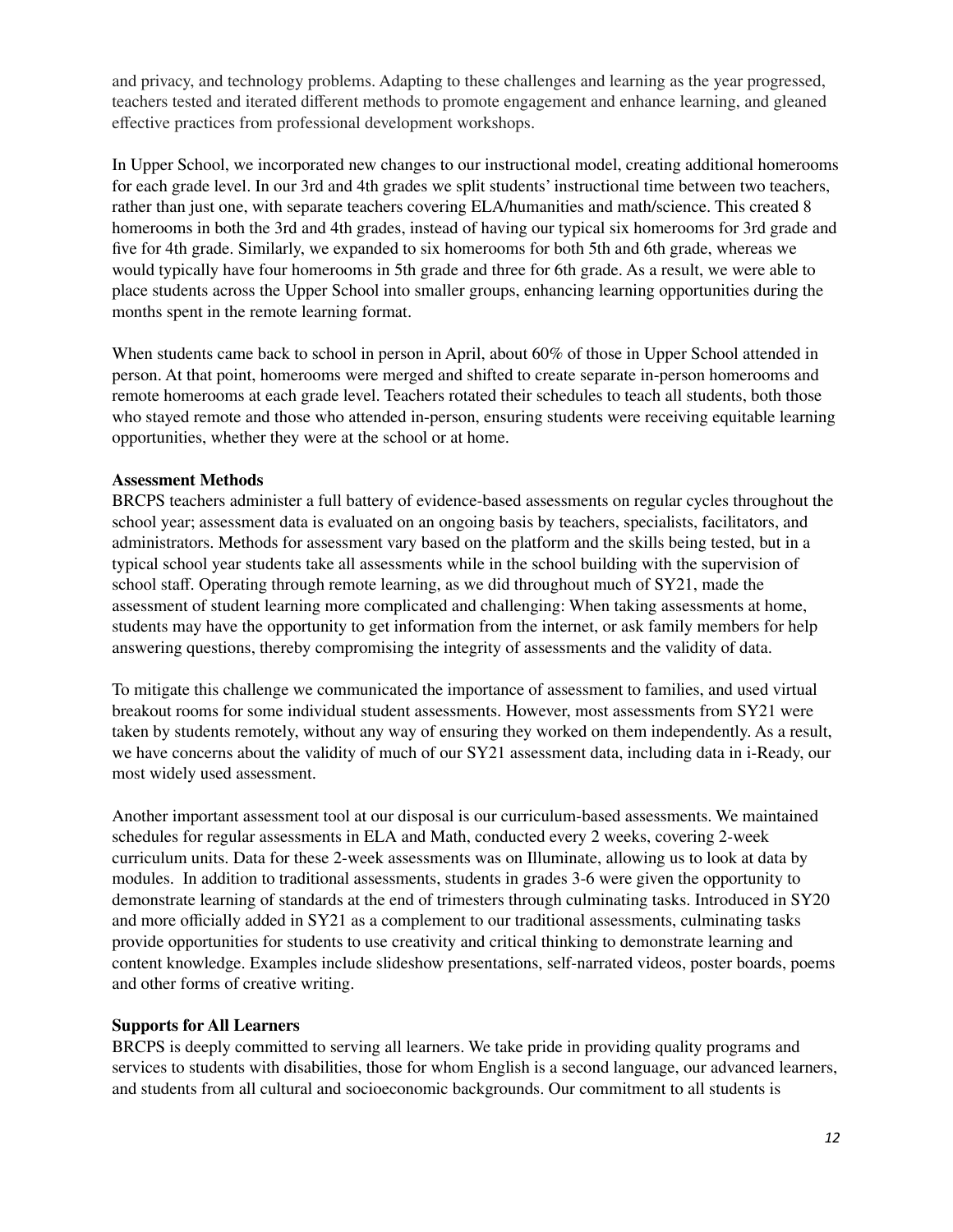and privacy, and technology problems. Adapting to these challenges and learning as the year progressed, teachers tested and iterated different methods to promote engagement and enhance learning, and gleaned effective practices from professional development workshops.

In Upper School, we incorporated new changes to our instructional model, creating additional homerooms for each grade level. In our 3rd and 4th grades we split students' instructional time between two teachers, rather than just one, with separate teachers covering ELA/humanities and math/science. This created 8 homerooms in both the 3rd and 4th grades, instead of having our typical six homerooms for 3rd grade and five for 4th grade. Similarly, we expanded to six homerooms for both 5th and 6th grade, whereas we would typically have four homerooms in 5th grade and three for 6th grade. As a result, we were able to place students across the Upper School into smaller groups, enhancing learning opportunities during the months spent in the remote learning format.

When students came back to school in person in April, about 60% of those in Upper School attended in person. At that point, homerooms were merged and shifted to create separate in-person homerooms and remote homerooms at each grade level. Teachers rotated their schedules to teach all students, both those who stayed remote and those who attended in-person, ensuring students were receiving equitable learning opportunities, whether they were at the school or at home.

**Assessment Methods**

BRCPS teachers administer a full battery of evidence-based assessments on regular cycles throughout the school year; assessment data is evaluated on an ongoing basis by teachers, specialists, facilitators, and administrators. Methods for assessment vary based on the platform and the skills being tested, but in a typical school year students take all assessments while in the school building with the supervision of school staff. Operating through remote learning, as we did throughout much of SY21, made the assessment of student learning more complicated and challenging: When taking assessments at home, students may have the opportunity to get information from the internet, or ask family members for help answering questions, thereby compromising the integrity of assessments and the validity of data.

To mitigate this challenge we communicated the importance of assessment to families, and used virtual breakout rooms for some individual student assessments. However, most assessments from SY21 were taken by students remotely, without any way of ensuring they worked on them independently. As a result, we have concerns about the validity of much of our SY21 assessment data, including data in i-Ready, our most widely used assessment.

Another important assessment tool at our disposal is our curriculum-based assessments. We maintained schedules for regular assessments in ELA and Math, conducted every 2 weeks, covering 2-week curriculum units. Data for these 2-week assessments was on Illuminate, allowing us to look at data by modules. In addition to traditional assessments, students in grades 3-6 were given the opportunity to demonstrate learning of standards at the end of trimesters through culminating tasks. Introduced in SY20 and more officially added in SY21 as a complement to our traditional assessments, culminating tasks provide opportunities for students to use creativity and critical thinking to demonstrate learning and content knowledge. Examples include slideshow presentations, self-narrated videos, poster boards, poems and other forms of creative writing.

**Supports for All Learners**

BRCPS is deeply committed to serving all learners. We take pride in providing quality programs and services to students with disabilities, those for whom English is a second language, our advanced learners, and students from all cultural and socioeconomic backgrounds. Our commitment to all students is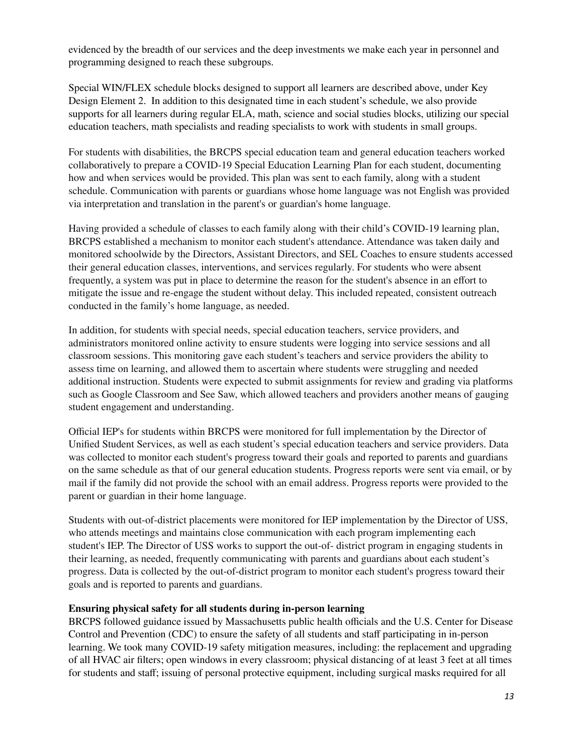evidenced by the breadth of our services and the deep investments we make each year in personnel and programming designed to reach these subgroups.

Special WIN/FLEX schedule blocks designed to support all learners are described above, under Key Design Element 2. In addition to this designated time in each student's schedule, we also provide supports for all learners during regular ELA, math, science and social studies blocks, utilizing our special education teachers, math specialists and reading specialists to work with students in small groups.

For students with disabilities, the BRCPS special education team and general education teachers worked collaboratively to prepare a COVID-19 Special Education Learning Plan for each student, documenting how and when services would be provided. This plan was sent to each family, along with a student schedule. Communication with parents or guardians whose home language was not English was provided via interpretation and translation in the parent's or guardian's home language.

Having provided a schedule of classes to each family along with their child's COVID-19 learning plan, BRCPS established a mechanism to monitor each student's attendance. Attendance was taken daily and monitored schoolwide by the Directors, Assistant Directors, and SEL Coaches to ensure students accessed their general education classes, interventions, and services regularly. For students who were absent frequently, a system was put in place to determine the reason for the student's absence in an effort to mitigate the issue and re-engage the student without delay. This included repeated, consistent outreach conducted in the family's home language, as needed.

In addition, for students with special needs, special education teachers, service providers, and administrators monitored online activity to ensure students were logging into service sessions and all classroom sessions. This monitoring gave each student's teachers and service providers the ability to assess time on learning, and allowed them to ascertain where students were struggling and needed additional instruction. Students were expected to submit assignments for review and grading via platforms such as Google Classroom and See Saw, which allowed teachers and providers another means of gauging student engagement and understanding.

Official IEP's for students within BRCPS were monitored for full implementation by the Director of Unified Student Services, as well as each student's special education teachers and service providers. Data was collected to monitor each student's progress toward their goals and reported to parents and guardians on the same schedule as that of our general education students. Progress reports were sent via email, or by mail if the family did not provide the school with an email address. Progress reports were provided to the parent or guardian in their home language.

Students with out-of-district placements were monitored for IEP implementation by the Director of USS, who attends meetings and maintains close communication with each program implementing each student's IEP. The Director of USS works to support the out-of- district program in engaging students in their learning, as needed, frequently communicating with parents and guardians about each student's progress. Data is collected by the out-of-district program to monitor each student's progress toward their goals and is reported to parents and guardians.

**Ensuring physical safety for all students during in-person learning**

BRCPS followed guidance issued by Massachusetts public health officials and the U.S. Center for Disease Control and Prevention (CDC) to ensure the safety of all students and staff participating in in-person learning. We took many COVID-19 safety mitigation measures, including: the replacement and upgrading of all HVAC air filters; open windows in every classroom; physical distancing of at least 3 feet at all times for students and staff; issuing of personal protective equipment, including surgical masks required for all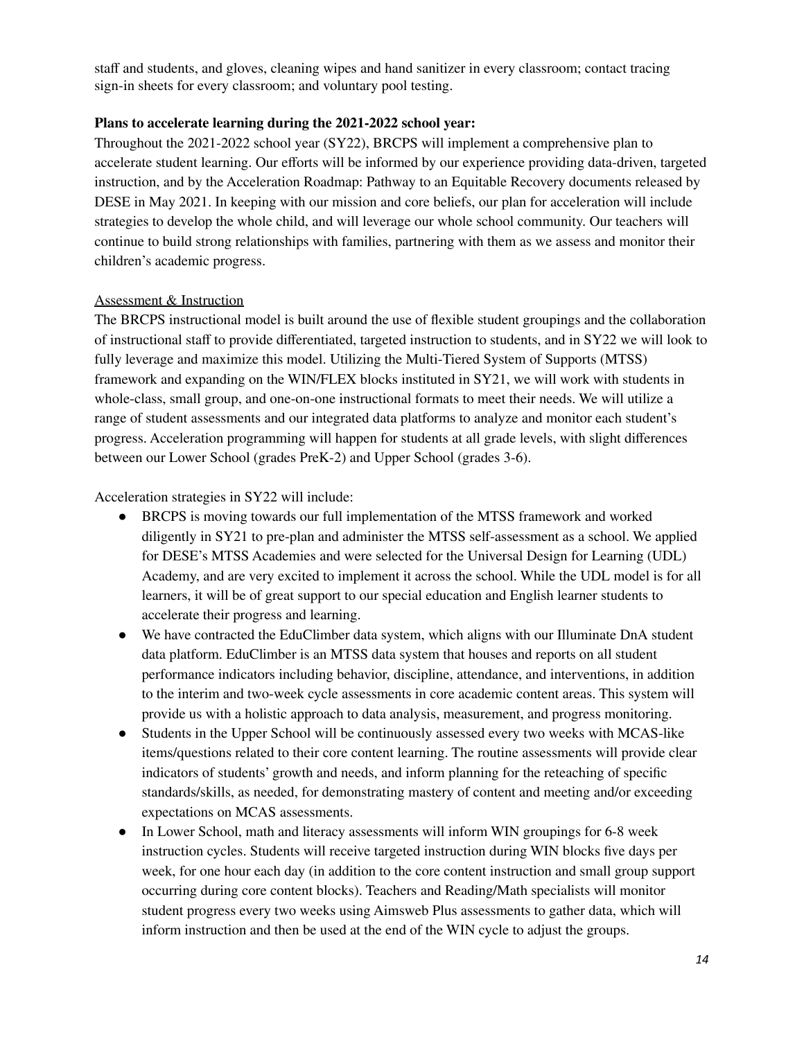staff and students, and gloves, cleaning wipes and hand sanitizer in every classroom; contact tracing sign-in sheets for every classroom; and voluntary pool testing.

**Plans to accelerate learning during the 2021-2022 school year:**

Throughout the 2021-2022 school year (SY22), BRCPS will implement a comprehensive plan to accelerate student learning. Our efforts will be informed by our experience providing data-driven, targeted instruction, and by the Acceleration Roadmap: Pathway to an Equitable Recovery documents released by DESE in May 2021. In keeping with our mission and core beliefs, our plan for acceleration will include strategies to develop the whole child, and will leverage our whole school community. Our teachers will continue to build strong relationships with families, partnering with them as we assess and monitor their children's academic progress.

Assessment & Instruction

The BRCPS instructional model is built around the use of flexible student groupings and the collaboration of instructional staff to provide differentiated, targeted instruction to students, and in SY22 we will look to fully leverage and maximize this model. Utilizing the Multi-Tiered System of Supports (MTSS) framework and expanding on the WIN/FLEX blocks instituted in SY21, we will work with students in whole-class, small group, and one-on-one instructional formats to meet their needs. We will utilize a range of student assessments and our integrated data platforms to analyze and monitor each student's progress. Acceleration programming will happen for students at all grade levels, with slight differences between our Lower School (grades PreK-2) and Upper School (grades 3-6).

Acceleration strategies in SY22 will include:

- BRCPS is moving towards our full implementation of the MTSS framework and worked diligently in SY21 to pre-plan and administer the MTSS self-assessment as a school. We applied for DESE's MTSS Academies and were selected for the Universal Design for Learning (UDL) Academy, and are very excited to implement it across the school. While the UDL model is for all learners, it will be of great support to our special education and English learner students to accelerate their progress and learning.
- We have contracted the EduClimber data system, which aligns with our Illuminate DnA student data platform. EduClimber is an MTSS data system that houses and reports on all student performance indicators including behavior, discipline, attendance, and interventions, in addition to the interim and two-week cycle assessments in core academic content areas. This system will provide us with a holistic approach to data analysis, measurement, and progress monitoring.
- Students in the Upper School will be continuously assessed every two weeks with MCAS-like items/questions related to their core content learning. The routine assessments will provide clear indicators of students' growth and needs, and inform planning for the reteaching of specific standards/skills, as needed, for demonstrating mastery of content and meeting and/or exceeding expectations on MCAS assessments.
- In Lower School, math and literacy assessments will inform WIN groupings for 6-8 week instruction cycles. Students will receive targeted instruction during WIN blocks five days per week, for one hour each day (in addition to the core content instruction and small group support occurring during core content blocks). Teachers and Reading/Math specialists will monitor student progress every two weeks using Aimsweb Plus assessments to gather data, which will inform instruction and then be used at the end of the WIN cycle to adjust the groups.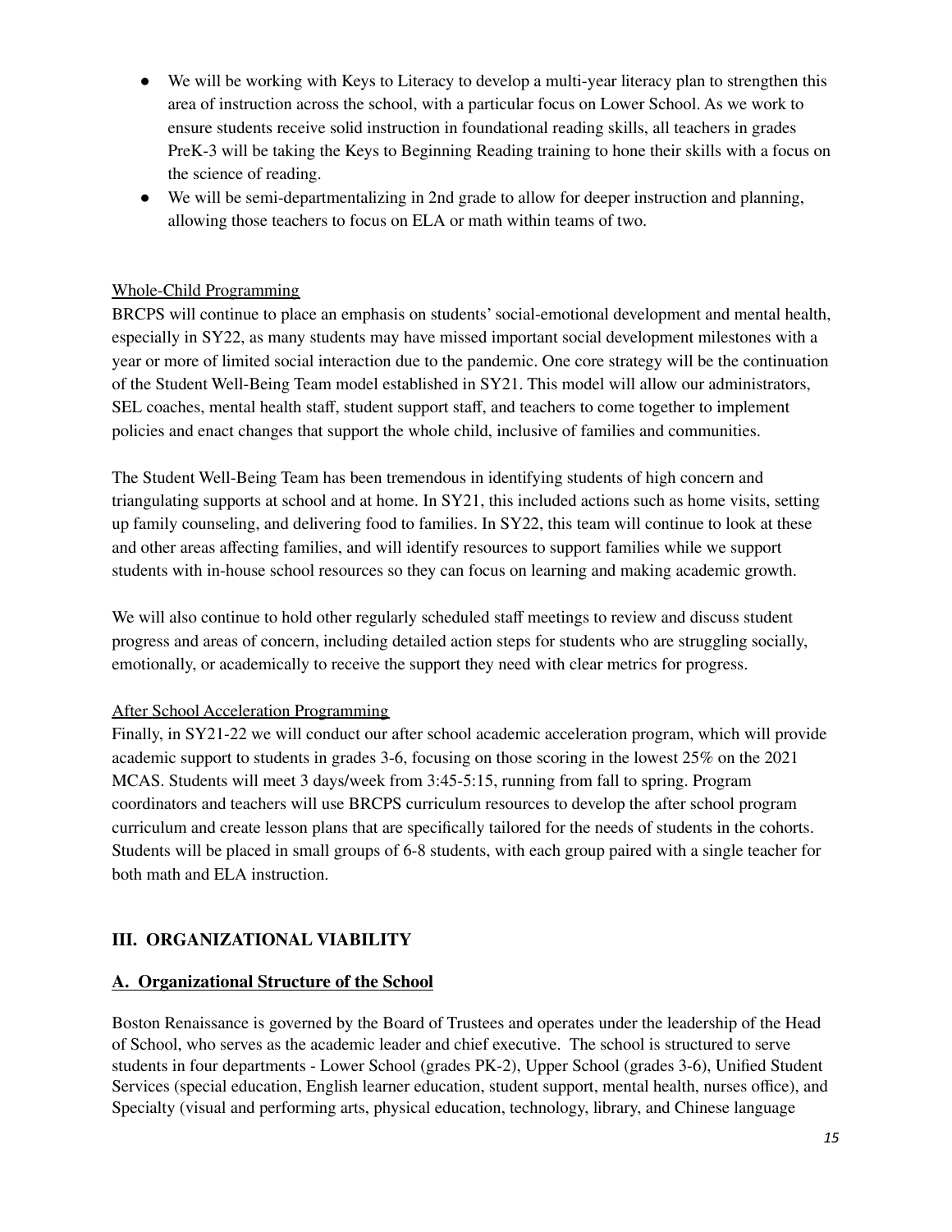- We will be working with Keys to Literacy to develop a multi-year literacy plan to strengthen this area of instruction across the school, with a particular focus on Lower School. As we work to ensure students receive solid instruction in foundational reading skills, all teachers in grades PreK-3 will be taking the Keys to Beginning Reading training to hone their skills with a focus on the science of reading.
- We will be semi-departmentalizing in 2nd grade to allow for deeper instruction and planning, allowing those teachers to focus on ELA or math within teams of two.

Whole-Child Programming

BRCPS will continue to place an emphasis on students' social-emotional development and mental health, especially in SY22, as many students may have missed important social development milestones with a year or more of limited social interaction due to the pandemic. One core strategy will be the continuation of the Student Well-Being Team model established in SY21. This model will allow our administrators, SEL coaches, mental health staff, student support staff, and teachers to come together to implement policies and enact changes that support the whole child, inclusive of families and communities.

The Student Well-Being Team has been tremendous in identifying students of high concern and triangulating supports at school and at home. In SY21, this included actions such as home visits, setting up family counseling, and delivering food to families. In SY22, this team will continue to look at these and other areas affecting families, and will identify resources to support families while we support students with in-house school resources so they can focus on learning and making academic growth.

We will also continue to hold other regularly scheduled staff meetings to review and discuss student progress and areas of concern, including detailed action steps for students who are struggling socially, emotionally, or academically to receive the support they need with clear metrics for progress.

After School Acceleration Programming

Finally, in SY21-22 we will conduct our after school academic acceleration program, which will provide academic support to students in grades 3-6, focusing on those scoring in the lowest 25% on the 2021 MCAS. Students will meet 3 days/week from 3:45-5:15, running from fall to spring. Program coordinators and teachers will use BRCPS curriculum resources to develop the after school program curriculum and create lesson plans that are specifically tailored for the needs of students in the cohorts. Students will be placed in small groups of 6-8 students, with each group paired with a single teacher for both math and ELA instruction.

## III. ORGANIZATIONAL VIABILITY

### A. Organizational Structure of the School

Boston Renaissance is governed by the Board of Trustees and operates under the leadership of the Head of School, who serves as the academic leader and chief executive. The school is structured to serve students in four departments - Lower School (grades PK-2), Upper School (grades 3-6), Unified Student Services (special education, English learner education, student support, mental health, nurses office), and Specialty (visual and performing arts, physical education, technology, library, and Chinese language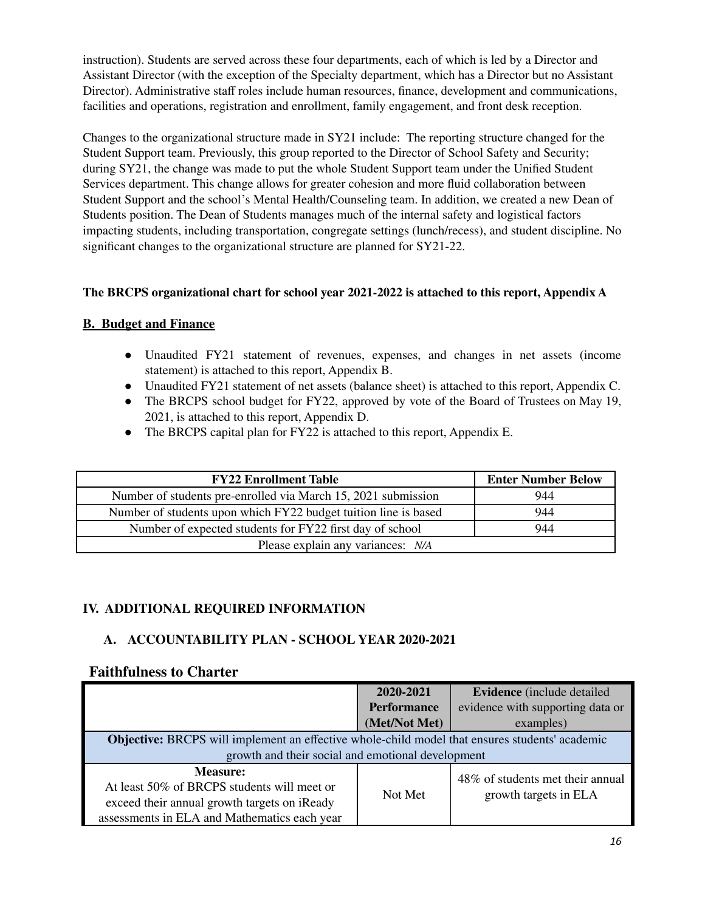instruction). Students are served across these four departments, each of which is led by a Director and Assistant Director (with the exception of the Specialty department, which has a Director but no Assistant Director). Administrative staff roles include human resources, finance, development and communications, facilities and operations, registration and enrollment, family engagement, and front desk reception.

Changes to the organizational structure made in SY21 include: The reporting structure changed for the Student Support team. Previously, this group reported to the Director of School Safety and Security; during SY21, the change was made to put the whole Student Support team under the Unified Student Services department. This change allows for greater cohesion and more fluid collaboration between Student Support and the school's Mental Health/Counseling team. In addition, we created a new Dean of Students position. The Dean of Students manages much of the internal safety and logistical factors impacting students, including transportation, congregate settings (lunch/recess), and student discipline. No significant changes to the organizational structure are planned for SY21-22.

**The BRCPS organizational chart for school year 2021-2022 is attached to this report, Appendix A**

## B. Budget and Finance

- Unaudited FY21 statement of revenues, expenses, and changes in net assets (income statement) is attached to this report, Appendix B.
- Unaudited FY21 statement of net assets (balance sheet) is attached to this report, Appendix C.
- The BRCPS school budget for FY22, approved by vote of the Board of Trustees on May 19, 2021, is attached to this report, Appendix D.
- The BRCPS capital plan for FY22 is attached to this report, Appendix E.

| FY22 Enrollment Table | Enter Number Below |
|---|---|
| Number of students pre-enrolled via March 15, 2021 submission | 944 |
| Number of students upon which FY22 budget tuition line is based | 944 |
| Number of expected students for FY22 first day of school | 944 |
| Please explain any variances: *N/A* | |

## IV. ADDITIONAL REQUIRED INFORMATION

### A. ACCOUNTABILITY PLAN - SCHOOL YEAR 2020-2021

### Faithfulness to Charter

| | 2020-2021 Performance (Met/Not Met) | **Evidence** (include detailed evidence with supporting data or examples) |
|---|---|---|
| **Objective:** BRCPS will implement an effective whole-child model that ensures students' academic growth and their social and emotional development | | |
| **Measure:** At least 50% of BRCPS students will meet or exceed their annual growth targets on iReady assessments in ELA and Mathematics each year | Not Met | 48% of students met their annual growth targets in ELA |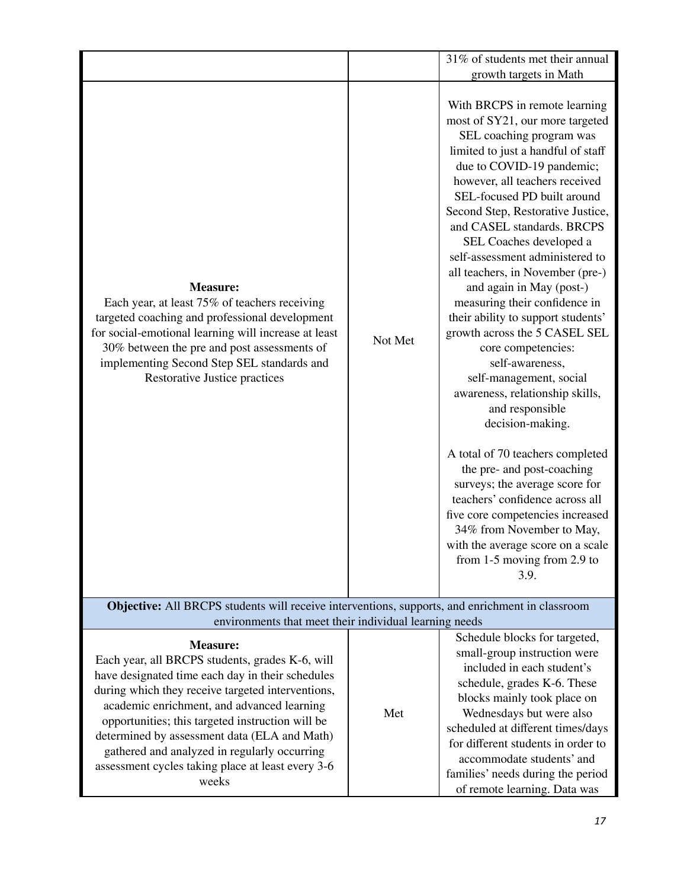| | | |
|---|---|---|
| | | 31% of students met their annual growth targets in Math |
| **Measure:** Each year, at least 75% of teachers receiving targeted coaching and professional development for social-emotional learning will increase at least 30% between the pre and post assessments of implementing Second Step SEL standards and Restorative Justice practices | Not Met | With BRCPS in remote learning most of SY21, our more targeted SEL coaching program was limited to just a handful of staff due to COVID-19 pandemic; however, all teachers received SEL-focused PD built around Second Step, Restorative Justice, and CASEL standards. BRCPS SEL Coaches developed a self-assessment administered to all teachers, in November (pre-) and again in May (post-) measuring their confidence in their ability to support students' growth across the 5 CASEL SEL core competencies: self-awareness, self-management, social awareness, relationship skills, and responsible decision-making.<br><br>A total of 70 teachers completed the pre- and post-coaching surveys; the average score for teachers' confidence across all five core competencies increased 34% from November to May, with the average score on a scale from 1-5 moving from 2.9 to 3.9. |
| **Objective:** All BRCPS students will receive interventions, supports, and enrichment in classroom environments that meet their individual learning needs | | |
| **Measure:** Each year, all BRCPS students, grades K-6, will have designated time each day in their schedules during which they receive targeted interventions, academic enrichment, and advanced learning opportunities; this targeted instruction will be determined by assessment data (ELA and Math) gathered and analyzed in regularly occurring assessment cycles taking place at least every 3-6 weeks | Met | Schedule blocks for targeted, small-group instruction were included in each student's schedule, grades K-6. These blocks mainly took place on Wednesdays but were also scheduled at different times/days for different students in order to accommodate students' and families' needs during the period of remote learning. Data was |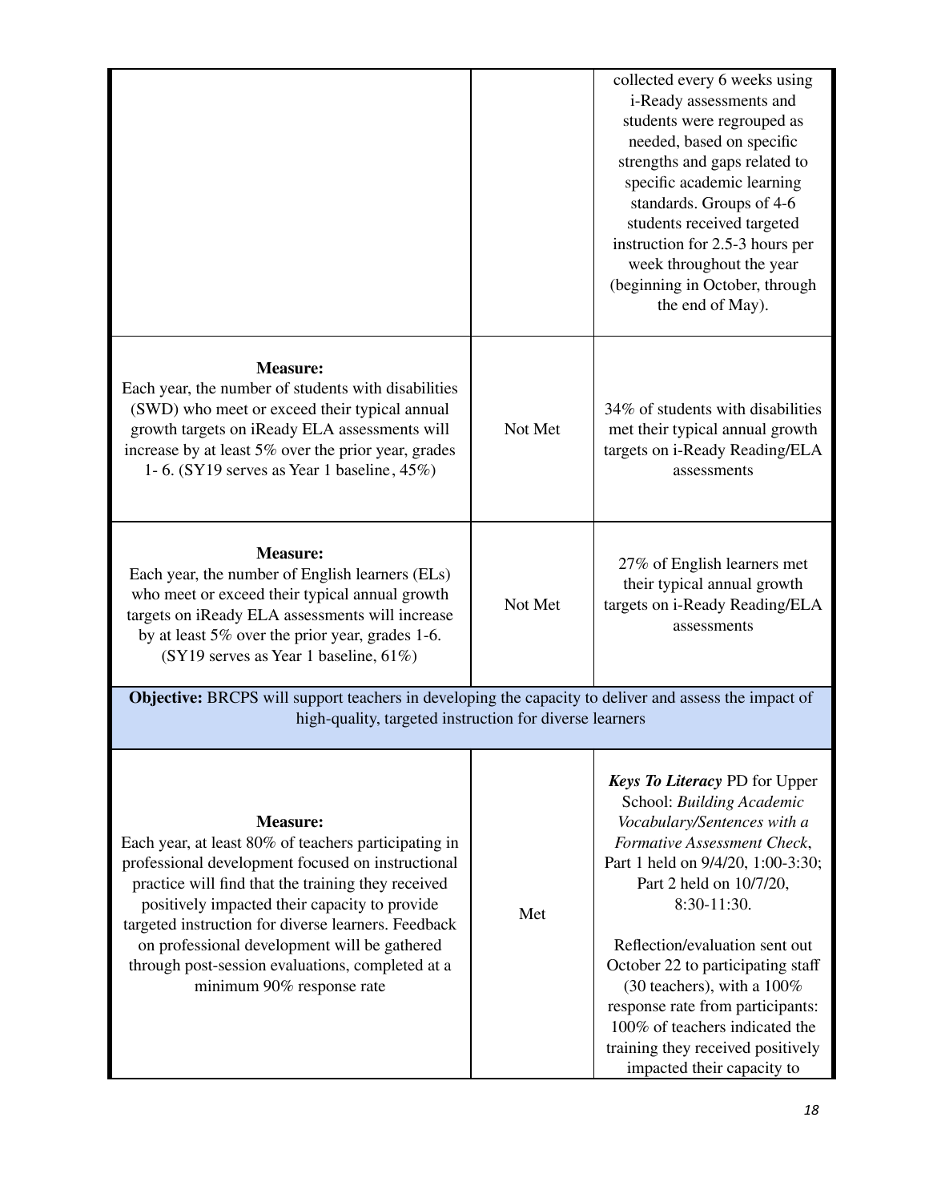| | | |
|---|---|---|
| | | collected every 6 weeks using i-Ready assessments and students were regrouped as needed, based on specific strengths and gaps related to specific academic learning standards. Groups of 4-6 students received targeted instruction for 2.5-3 hours per week throughout the year (beginning in October, through the end of May). |
| **Measure:**<br>Each year, the number of students with disabilities (SWD) who meet or exceed their typical annual growth targets on iReady ELA assessments will increase by at least 5% over the prior year, grades 1- 6. (SY19 serves as Year 1 baseline, 45%) | Not Met | 34% of students with disabilities met their typical annual growth targets on i-Ready Reading/ELA assessments |
| **Measure:**<br>Each year, the number of English learners (ELs) who meet or exceed their typical annual growth targets on iReady ELA assessments will increase by at least 5% over the prior year, grades 1-6. (SY19 serves as Year 1 baseline, 61%) | Not Met | 27% of English learners met their typical annual growth targets on i-Ready Reading/ELA assessments |
| **Objective:** BRCPS will support teachers in developing the capacity to deliver and assess the impact of high-quality, targeted instruction for diverse learners | | |
| **Measure:**<br>Each year, at least 80% of teachers participating in professional development focused on instructional practice will find that the training they received positively impacted their capacity to provide targeted instruction for diverse learners. Feedback on professional development will be gathered through post-session evaluations, completed at a minimum 90% response rate | Met | ***Keys To Literacy*** PD for Upper School: *Building Academic Vocabulary/Sentences with a Formative Assessment Check*, Part 1 held on 9/4/20, 1:00-3:30; Part 2 held on 10/7/20, 8:30-11:30.<br><br>Reflection/evaluation sent out October 22 to participating staff (30 teachers), with a 100% response rate from participants: 100% of teachers indicated the training they received positively impacted their capacity to |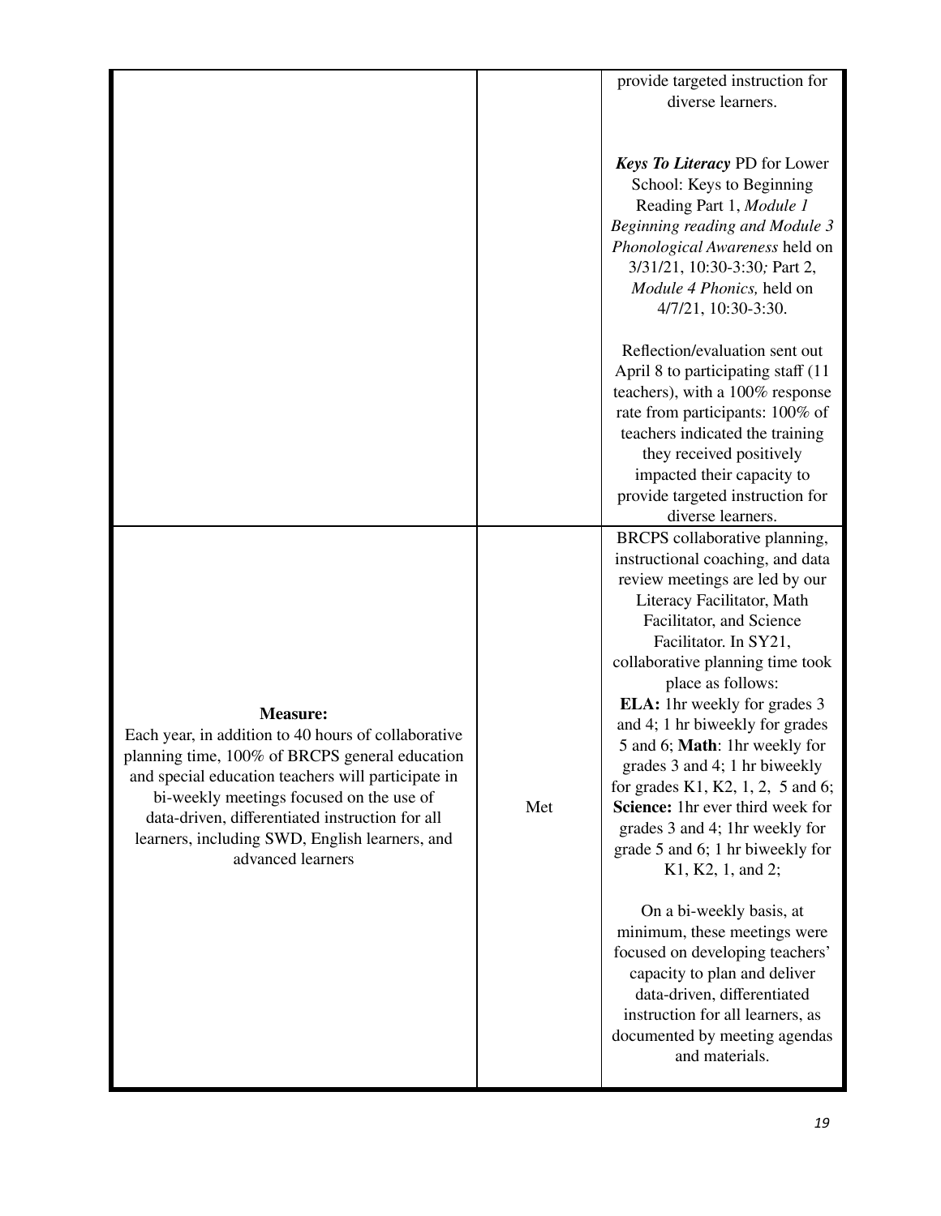| | | |
|---|---|---|
| | | provide targeted instruction for diverse learners.<br><br>***Keys To Literacy*** PD for Lower School: Keys to Beginning Reading Part 1, *Module 1 Beginning reading and Module 3 Phonological Awareness* held on 3/31/21, 10:30-3:30*;* Part 2, *Module 4 Phonics,* held on 4/7/21, 10:30-3:30.<br><br>Reflection/evaluation sent out April 8 to participating staff (11 teachers), with a 100% response rate from participants: 100% of teachers indicated the training they received positively impacted their capacity to provide targeted instruction for diverse learners. |
| **Measure:**<br>Each year, in addition to 40 hours of collaborative planning time, 100% of BRCPS general education and special education teachers will participate in bi-weekly meetings focused on the use of data-driven, differentiated instruction for all learners, including SWD, English learners, and advanced learners | Met | BRCPS collaborative planning, instructional coaching, and data review meetings are led by our Literacy Facilitator, Math Facilitator, and Science Facilitator. In SY21, collaborative planning time took place as follows:<br>**ELA:** 1hr weekly for grades 3 and 4; 1 hr biweekly for grades 5 and 6; **Math**: 1hr weekly for grades 3 and 4; 1 hr biweekly for grades K1, K2, 1, 2, 5 and 6; **Science:** 1hr ever third week for grades 3 and 4; 1hr weekly for grade 5 and 6; 1 hr biweekly for K1, K2, 1, and 2;<br><br>On a bi-weekly basis, at minimum, these meetings were focused on developing teachers' capacity to plan and deliver data-driven, differentiated instruction for all learners, as documented by meeting agendas and materials. |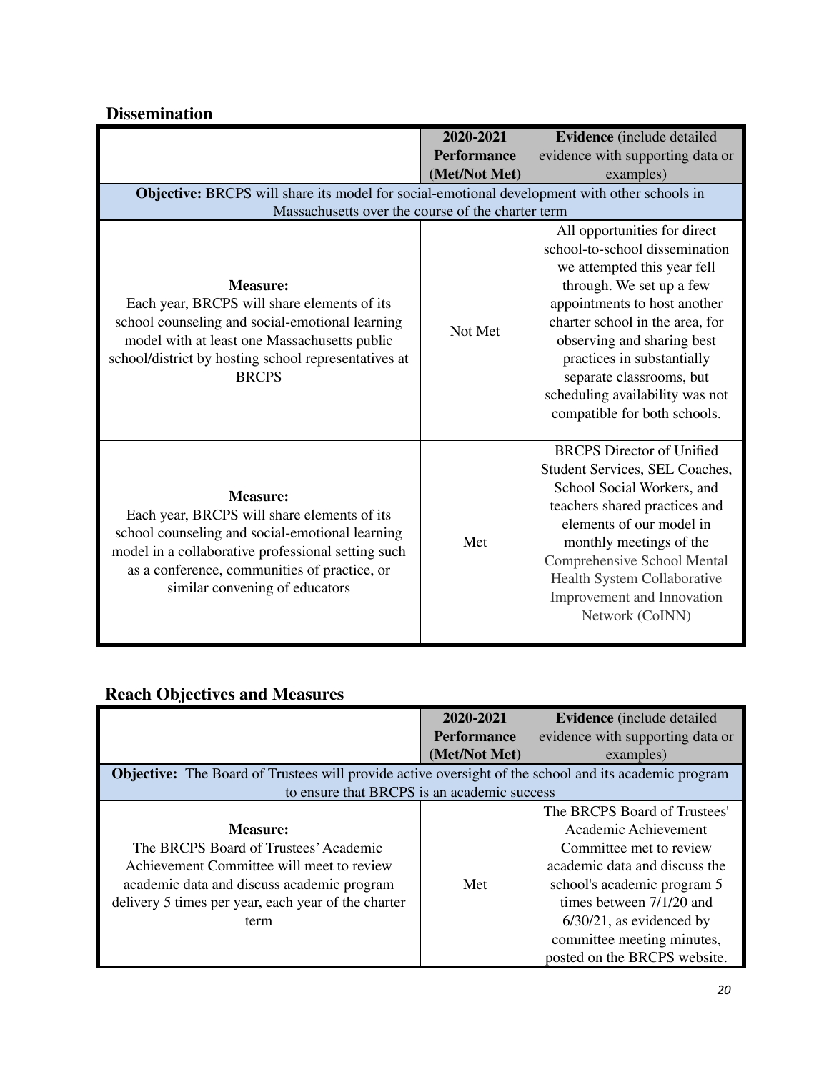## Dissemination

| | 2020-2021 Performance (Met/Not Met) | **Evidence** (include detailed evidence with supporting data or examples) |
|---|---|---|
| **Objective:** BRCPS will share its model for social-emotional development with other schools in Massachusetts over the course of the charter term | | |
| **Measure:** Each year, BRCPS will share elements of its school counseling and social-emotional learning model with at least one Massachusetts public school/district by hosting school representatives at BRCPS | Not Met | All opportunities for direct school-to-school dissemination we attempted this year fell through. We set up a few appointments to host another charter school in the area, for observing and sharing best practices in substantially separate classrooms, but scheduling availability was not compatible for both schools. |
| **Measure:** Each year, BRCPS will share elements of its school counseling and social-emotional learning model in a collaborative professional setting such as a conference, communities of practice, or similar convening of educators | Met | BRCPS Director of Unified Student Services, SEL Coaches, School Social Workers, and teachers shared practices and elements of our model in monthly meetings of the Comprehensive School Mental Health System Collaborative Improvement and Innovation Network (CoINN) |

## Reach Objectives and Measures

| | 2020-2021 Performance (Met/Not Met) | **Evidence** (include detailed evidence with supporting data or examples) |
|---|---|---|
| **Objective:** The Board of Trustees will provide active oversight of the school and its academic program to ensure that BRCPS is an academic success | | |
| **Measure:** The BRCPS Board of Trustees' Academic Achievement Committee will meet to review academic data and discuss academic program delivery 5 times per year, each year of the charter term | Met | The BRCPS Board of Trustees' Academic Achievement Committee met to review academic data and discuss the school's academic program 5 times between 7/1/20 and 6/30/21, as evidenced by committee meeting minutes, posted on the BRCPS website. |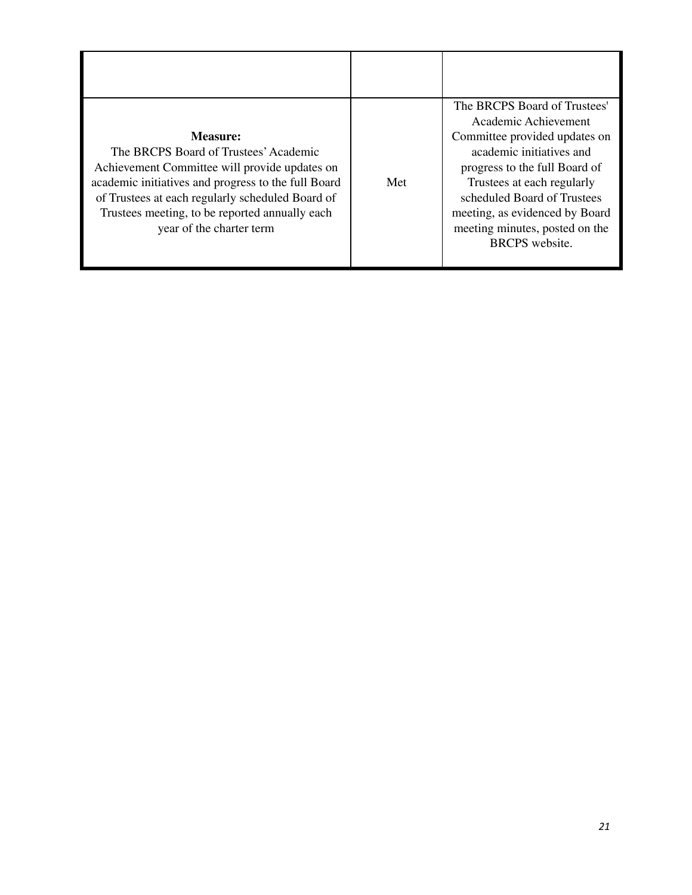| | | |
|---|---|---|
| **Measure:** The BRCPS Board of Trustees' Academic Achievement Committee will provide updates on academic initiatives and progress to the full Board of Trustees at each regularly scheduled Board of Trustees meeting, to be reported annually each year of the charter term | Met | The BRCPS Board of Trustees' Academic Achievement Committee provided updates on academic initiatives and progress to the full Board of Trustees at each regularly scheduled Board of Trustees meeting, as evidenced by Board meeting minutes, posted on the BRCPS website. |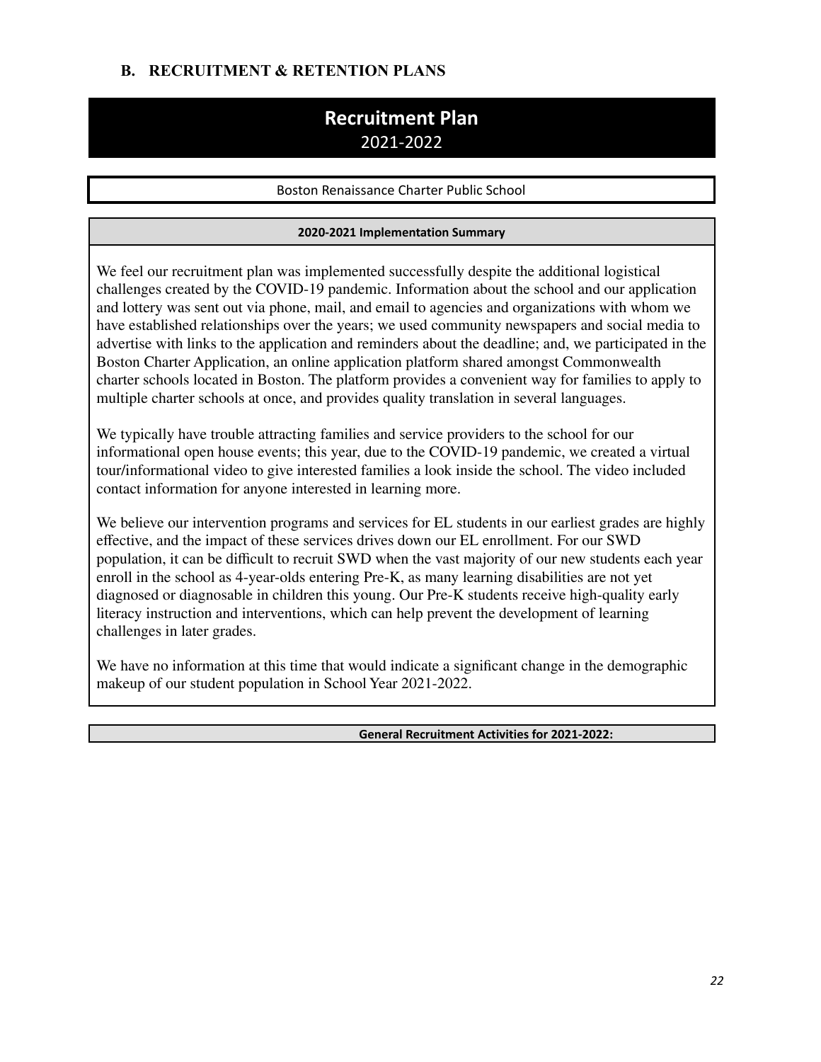## B. RECRUITMENT & RETENTION PLANS

# Recruitment Plan
2021-2022

Boston Renaissance Charter Public School

**2020-2021 Implementation Summary**

We feel our recruitment plan was implemented successfully despite the additional logistical challenges created by the COVID-19 pandemic. Information about the school and our application and lottery was sent out via phone, mail, and email to agencies and organizations with whom we have established relationships over the years; we used community newspapers and social media to advertise with links to the application and reminders about the deadline; and, we participated in the Boston Charter Application, an online application platform shared amongst Commonwealth charter schools located in Boston. The platform provides a convenient way for families to apply to multiple charter schools at once, and provides quality translation in several languages.

We typically have trouble attracting families and service providers to the school for our informational open house events; this year, due to the COVID-19 pandemic, we created a virtual tour/informational video to give interested families a look inside the school. The video included contact information for anyone interested in learning more.

We believe our intervention programs and services for EL students in our earliest grades are highly effective, and the impact of these services drives down our EL enrollment. For our SWD population, it can be difficult to recruit SWD when the vast majority of our new students each year enroll in the school as 4-year-olds entering Pre-K, as many learning disabilities are not yet diagnosed or diagnosable in children this young. Our Pre-K students receive high-quality early literacy instruction and interventions, which can help prevent the development of learning challenges in later grades.

We have no information at this time that would indicate a significant change in the demographic makeup of our student population in School Year 2021-2022.

**General Recruitment Activities for 2021-2022:**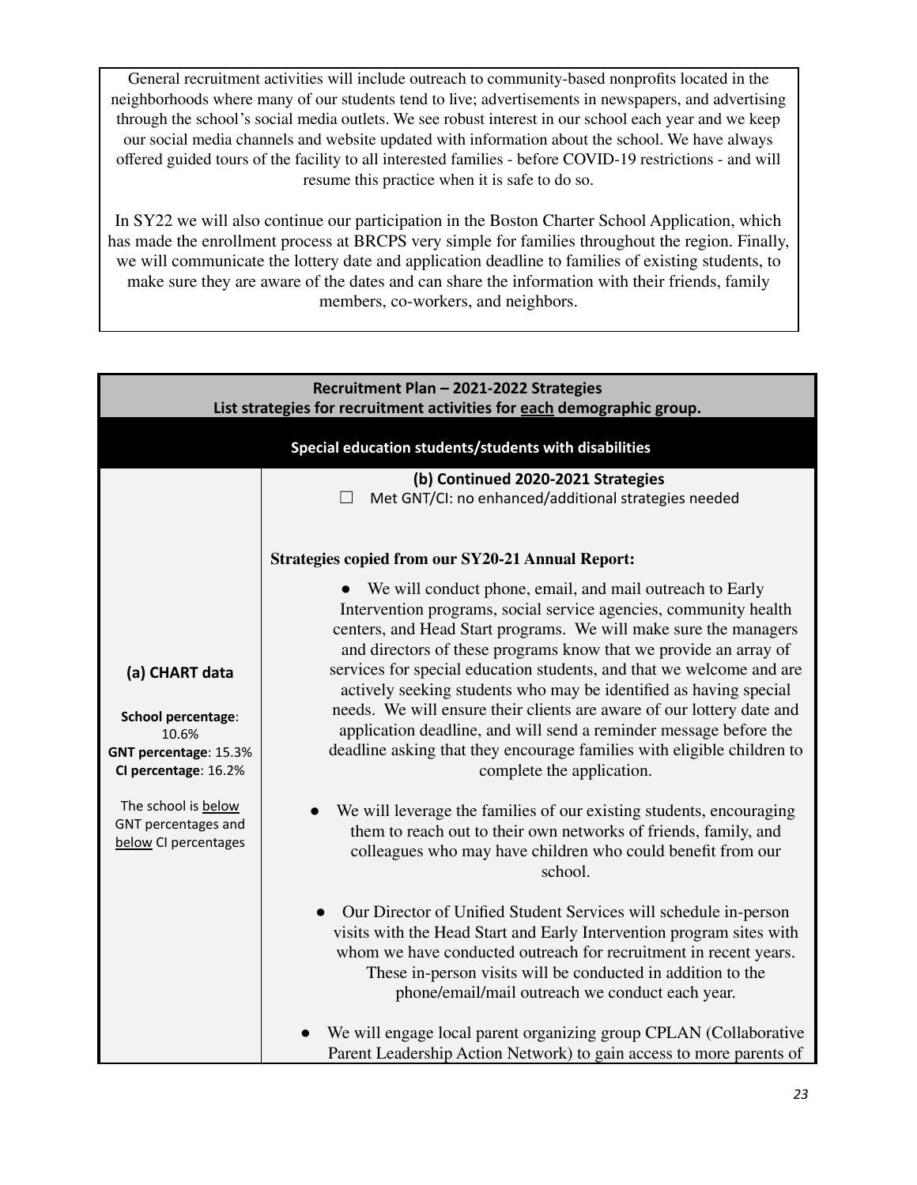General recruitment activities will include outreach to community-based nonprofits located in the neighborhoods where many of our students tend to live; advertisements in newspapers, and advertising through the school's social media outlets. We see robust interest in our school each year and we keep our social media channels and website updated with information about the school. We have always offered guided tours of the facility to all interested families - before COVID-19 restrictions - and will resume this practice when it is safe to do so.

In SY22 we will also continue our participation in the Boston Charter School Application, which has made the enrollment process at BRCPS very simple for families throughout the region. Finally, we will communicate the lottery date and application deadline to families of existing students, to make sure they are aware of the dates and can share the information with their friends, family members, co-workers, and neighbors.

| **Recruitment Plan – 2021-2022 Strategies**<br>**List strategies for recruitment activities for each demographic group.** | |
|---|---|
| **Special education students/students with disabilities** | |
| **(a) CHART data**<br><br>**School percentage**: 10.6%<br>**GNT percentage**: 15.3%<br>**CI percentage**: 16.2%<br><br>The school is below GNT percentages and below CI percentages | **(b) Continued 2020-2021 Strategies**<br>☐ Met GNT/CI: no enhanced/additional strategies needed<br><br>**Strategies copied from our SY20-21 Annual Report:**<br><br>● We will conduct phone, email, and mail outreach to Early Intervention programs, social service agencies, community health centers, and Head Start programs. We will make sure the managers and directors of these programs know that we provide an array of services for special education students, and that we welcome and are actively seeking students who may be identified as having special needs. We will ensure their clients are aware of our lottery date and application deadline, and will send a reminder message before the deadline asking that they encourage families with eligible children to complete the application.<br><br>● We will leverage the families of our existing students, encouraging them to reach out to their own networks of friends, family, and colleagues who may have children who could benefit from our school.<br><br>● Our Director of Unified Student Services will schedule in-person visits with the Head Start and Early Intervention program sites with whom we have conducted outreach for recruitment in recent years. These in-person visits will be conducted in addition to the phone/email/mail outreach we conduct each year.<br><br>● We will engage local parent organizing group CPLAN (Collaborative Parent Leadership Action Network) to gain access to more parents of |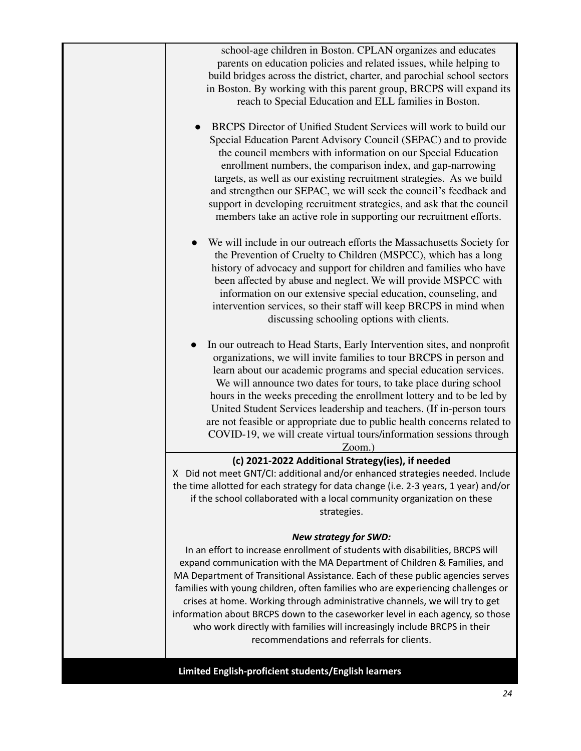| | |
|---|---|
| | school-age children in Boston. CPLAN organizes and educates parents on education policies and related issues, while helping to build bridges across the district, charter, and parochial school sectors in Boston. By working with this parent group, BRCPS will expand its reach to Special Education and ELL families in Boston.<br><br>● BRCPS Director of Unified Student Services will work to build our Special Education Parent Advisory Council (SEPAC) and to provide the council members with information on our Special Education enrollment numbers, the comparison index, and gap-narrowing targets, as well as our existing recruitment strategies. As we build and strengthen our SEPAC, we will seek the council's feedback and support in developing recruitment strategies, and ask that the council members take an active role in supporting our recruitment efforts.<br><br>● We will include in our outreach efforts the Massachusetts Society for the Prevention of Cruelty to Children (MSPCC), which has a long history of advocacy and support for children and families who have been affected by abuse and neglect. We will provide MSPCC with information on our extensive special education, counseling, and intervention services, so their staff will keep BRCPS in mind when discussing schooling options with clients.<br><br>● In our outreach to Head Starts, Early Intervention sites, and nonprofit organizations, we will invite families to tour BRCPS in person and learn about our academic programs and special education services. We will announce two dates for tours, to take place during school hours in the weeks preceding the enrollment lottery and to be led by United Student Services leadership and teachers. (If in-person tours are not feasible or appropriate due to public health concerns related to COVID-19, we will create virtual tours/information sessions through Zoom.) |
| | **(c) 2021-2022 Additional Strategy(ies), if needed**<br>X Did not meet GNT/CI: additional and/or enhanced strategies needed. Include the time allotted for each strategy for data change (i.e. 2-3 years, 1 year) and/or if the school collaborated with a local community organization on these strategies.<br><br>***New strategy for SWD:***<br>In an effort to increase enrollment of students with disabilities, BRCPS will expand communication with the MA Department of Children & Families, and MA Department of Transitional Assistance. Each of these public agencies serves families with young children, often families who are experiencing challenges or crises at home. Working through administrative channels, we will try to get information about BRCPS down to the caseworker level in each agency, so those who work directly with families will increasingly include BRCPS in their recommendations and referrals for clients. |

**Limited English-proficient students/English learners**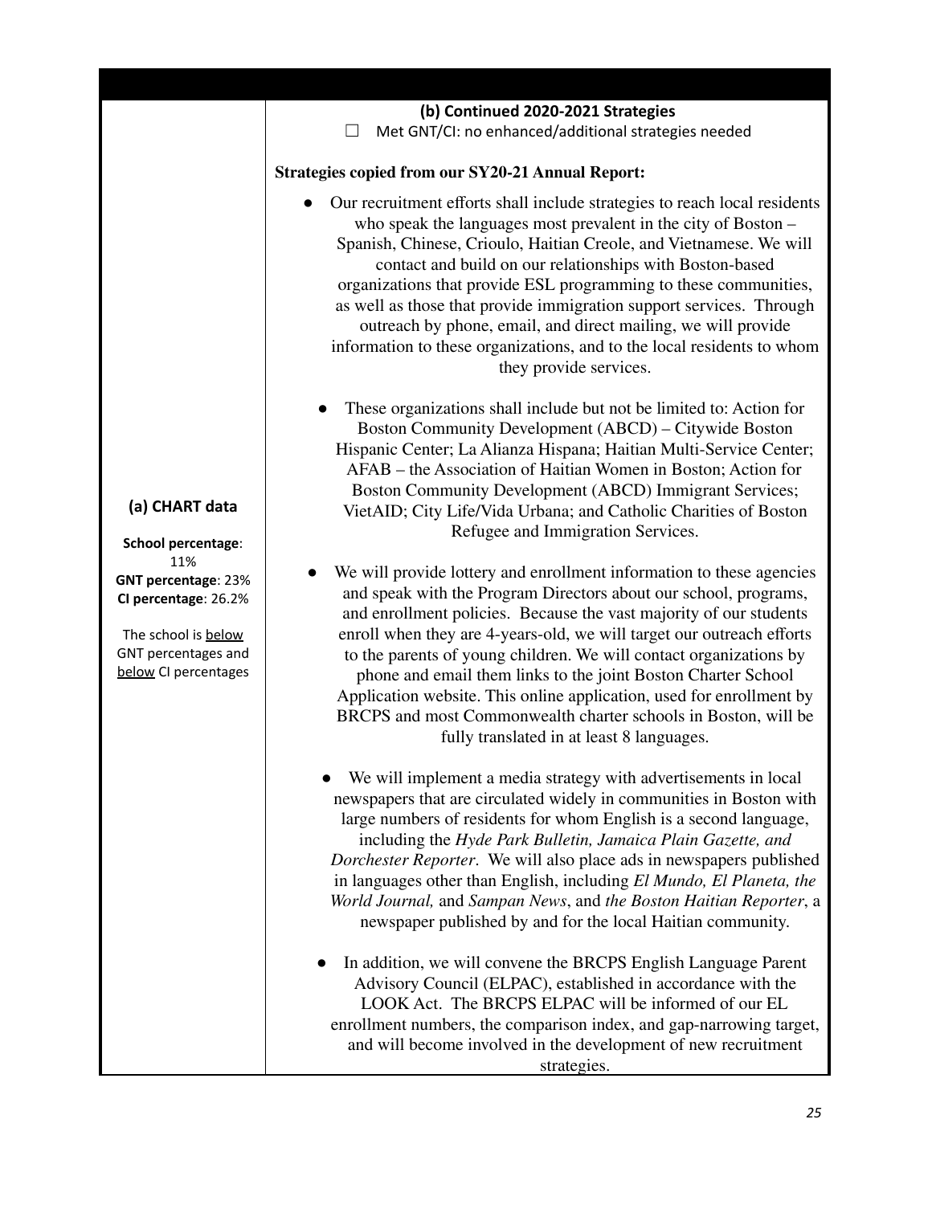| | |
|---|---|
| **(a) CHART data**<br><br>**School percentage**: 11%<br>**GNT percentage**: 23%<br>**CI percentage**: 26.2%<br><br>The school is <u>below</u> GNT percentages and <u>below</u> CI percentages | **(b) Continued 2020-2021 Strategies**<br>☐ Met GNT/CI: no enhanced/additional strategies needed<br><br>**Strategies copied from our SY20-21 Annual Report:**<br><br>● Our recruitment efforts shall include strategies to reach local residents who speak the languages most prevalent in the city of Boston – Spanish, Chinese, Crioulo, Haitian Creole, and Vietnamese. We will contact and build on our relationships with Boston-based organizations that provide ESL programming to these communities, as well as those that provide immigration support services. Through outreach by phone, email, and direct mailing, we will provide information to these organizations, and to the local residents to whom they provide services.<br><br>● These organizations shall include but not be limited to: Action for Boston Community Development (ABCD) – Citywide Boston Hispanic Center; La Alianza Hispana; Haitian Multi-Service Center; AFAB – the Association of Haitian Women in Boston; Action for Boston Community Development (ABCD) Immigrant Services; VietAID; City Life/Vida Urbana; and Catholic Charities of Boston Refugee and Immigration Services.<br><br>● We will provide lottery and enrollment information to these agencies and speak with the Program Directors about our school, programs, and enrollment policies. Because the vast majority of our students enroll when they are 4-years-old, we will target our outreach efforts to the parents of young children. We will contact organizations by phone and email them links to the joint Boston Charter School Application website. This online application, used for enrollment by BRCPS and most Commonwealth charter schools in Boston, will be fully translated in at least 8 languages.<br><br>● We will implement a media strategy with advertisements in local newspapers that are circulated widely in communities in Boston with large numbers of residents for whom English is a second language, including the *Hyde Park Bulletin, Jamaica Plain Gazette, and Dorchester Reporter*. We will also place ads in newspapers published in languages other than English, including *El Mundo, El Planeta, the World Journal,* and *Sampan News*, and *the Boston Haitian Reporter*, a newspaper published by and for the local Haitian community.<br><br>● In addition, we will convene the BRCPS English Language Parent Advisory Council (ELPAC), established in accordance with the LOOK Act. The BRCPS ELPAC will be informed of our EL enrollment numbers, the comparison index, and gap-narrowing target, and will become involved in the development of new recruitment strategies. |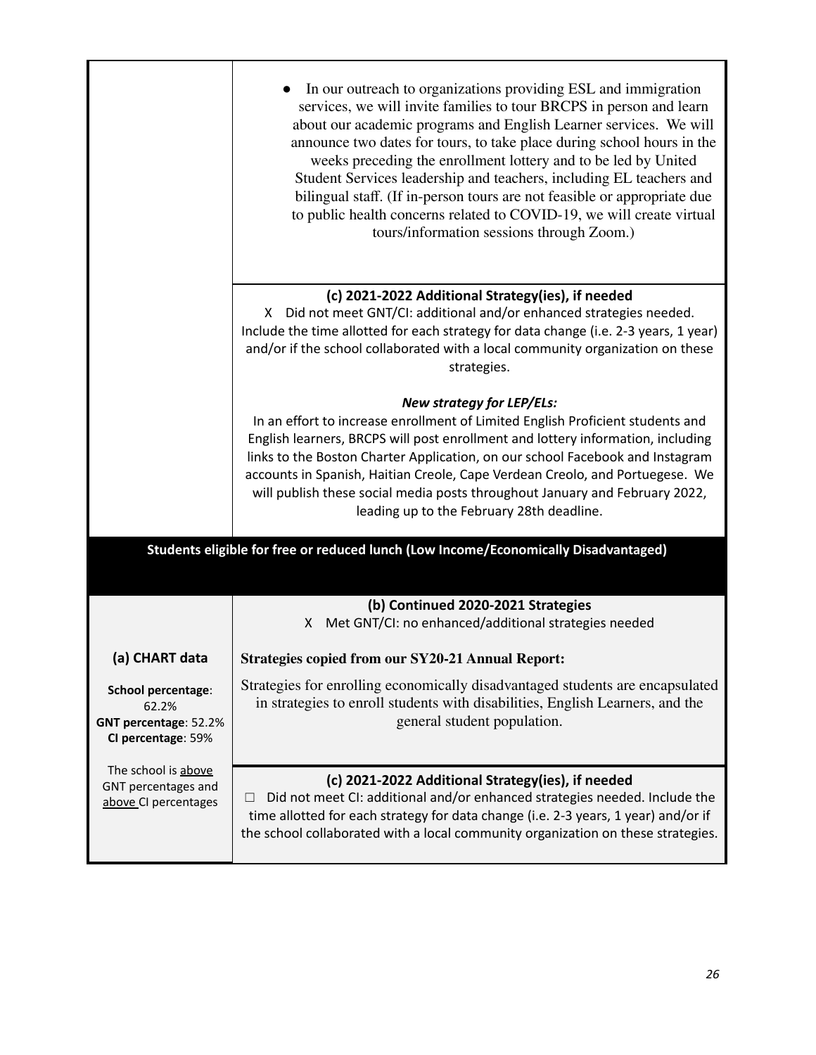| | |
|---|---|
| | ● In our outreach to organizations providing ESL and immigration services, we will invite families to tour BRCPS in person and learn about our academic programs and English Learner services. We will announce two dates for tours, to take place during school hours in the weeks preceding the enrollment lottery and to be led by United Student Services leadership and teachers, including EL teachers and bilingual staff. (If in-person tours are not feasible or appropriate due to public health concerns related to COVID-19, we will create virtual tours/information sessions through Zoom.) |
| | **(c) 2021-2022 Additional Strategy(ies), if needed**<br>X Did not meet GNT/CI: additional and/or enhanced strategies needed. Include the time allotted for each strategy for data change (i.e. 2-3 years, 1 year) and/or if the school collaborated with a local community organization on these strategies.<br><br>***New strategy for LEP/ELs:***<br>In an effort to increase enrollment of Limited English Proficient students and English learners, BRCPS will post enrollment and lottery information, including links to the Boston Charter Application, on our school Facebook and Instagram accounts in Spanish, Haitian Creole, Cape Verdean Creolo, and Portuegese. We will publish these social media posts throughout January and February 2022, leading up to the February 28th deadline. |
| **Students eligible for free or reduced lunch (Low Income/Economically Disadvantaged)** | |
| **(a) CHART data**<br><br>**School percentage**: 62.2%<br>**GNT percentage**: 52.2%<br>**CI percentage**: 59%<br><br>The school is above GNT percentages and above CI percentages | **(b) Continued 2020-2021 Strategies**<br>X Met GNT/CI: no enhanced/additional strategies needed<br><br>**Strategies copied from our SY20-21 Annual Report:**<br>Strategies for enrolling economically disadvantaged students are encapsulated in strategies to enroll students with disabilities, English Learners, and the general student population. |
| | **(c) 2021-2022 Additional Strategy(ies), if needed**<br>☐ Did not meet CI: additional and/or enhanced strategies needed. Include the time allotted for each strategy for data change (i.e. 2-3 years, 1 year) and/or if the school collaborated with a local community organization on these strategies. |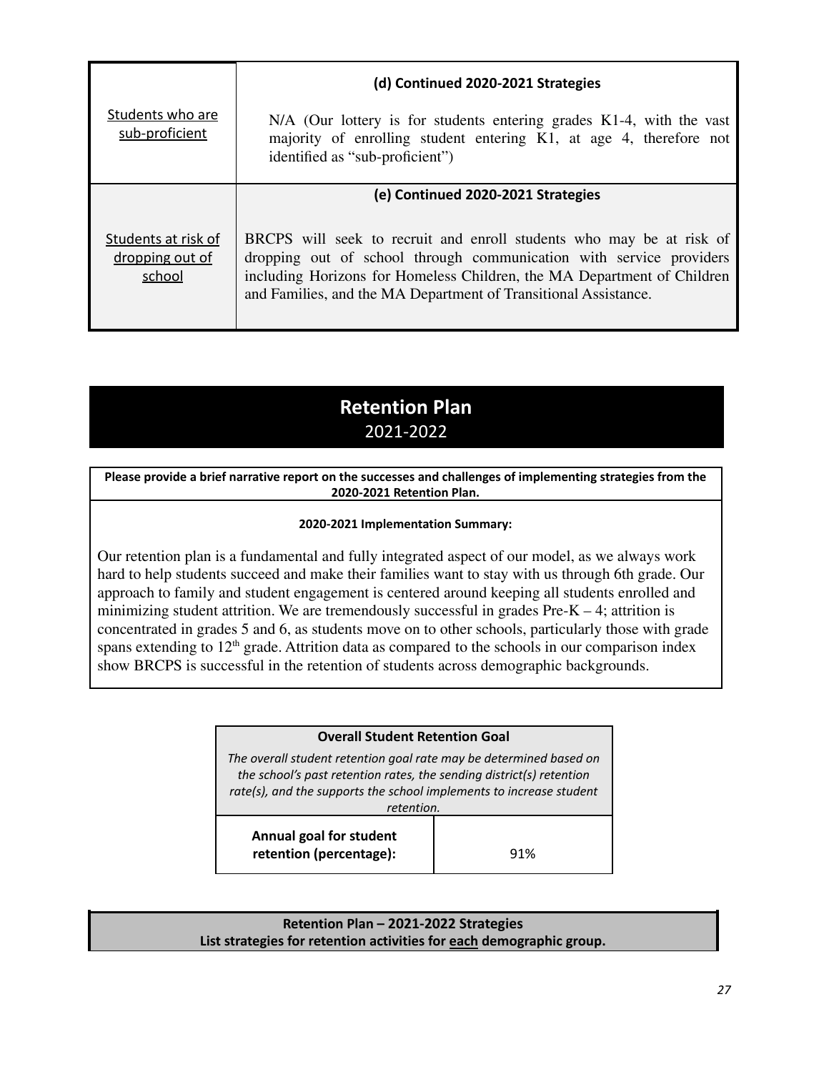| | |
|---|---|
| Students who are sub-proficient | **(d) Continued 2020-2021 Strategies**<br><br>N/A (Our lottery is for students entering grades K1-4, with the vast majority of enrolling student entering K1, at age 4, therefore not identified as "sub-proficient") |
| Students at risk of dropping out of school | **(e) Continued 2020-2021 Strategies**<br><br>BRCPS will seek to recruit and enroll students who may be at risk of dropping out of school through communication with service providers including Horizons for Homeless Children, the MA Department of Children and Families, and the MA Department of Transitional Assistance. |

# Retention Plan
## 2021-2022

| **Please provide a brief narrative report on the successes and challenges of implementing strategies from the 2020-2021 Retention Plan.** |
|---|
| **2020-2021 Implementation Summary:**<br><br>Our retention plan is a fundamental and fully integrated aspect of our model, as we always work hard to help students succeed and make their families want to stay with us through 6th grade. Our approach to family and student engagement is centered around keeping all students enrolled and minimizing student attrition. We are tremendously successful in grades Pre-K – 4; attrition is concentrated in grades 5 and 6, as students move on to other schools, particularly those with grade spans extending to 12th grade. Attrition data as compared to the schools in our comparison index show BRCPS is successful in the retention of students across demographic backgrounds. |

| **Overall Student Retention Goal**<br>*The overall student retention goal rate may be determined based on the school's past retention rates, the sending district(s) retention rate(s), and the supports the school implements to increase student retention.* | |
|---|---|
| **Annual goal for student retention (percentage):** | 91% |

| **Retention Plan – 2021-2022 Strategies**<br>**List strategies for retention activities for each demographic group.** |
|---|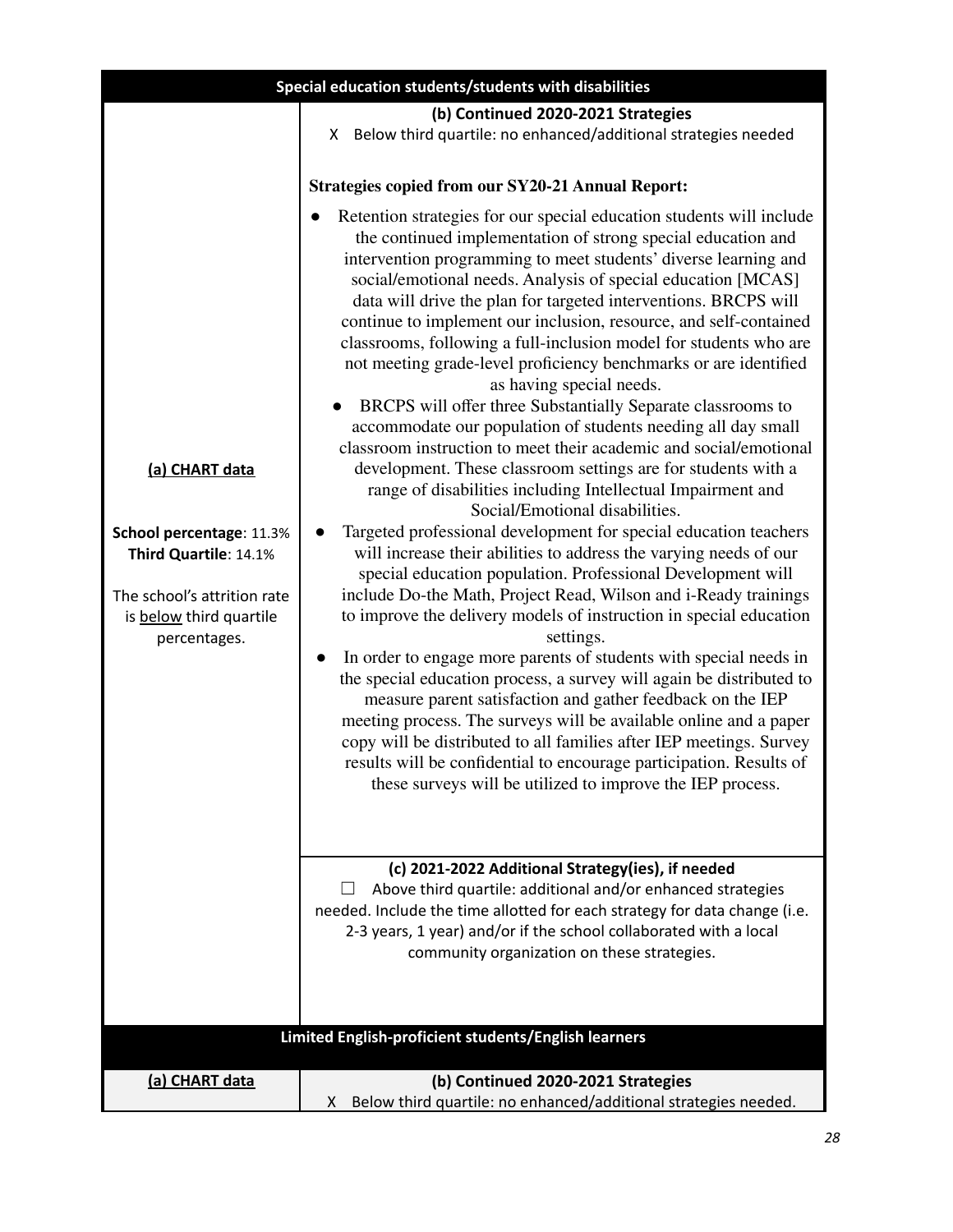| Special education students/students with disabilities | |
|---|---|
| **(a) CHART data**<br><br>**School percentage**: 11.3%<br>**Third Quartile**: 14.1%<br><br>The school's attrition rate is below third quartile percentages. | **(b) Continued 2020-2021 Strategies**<br>X Below third quartile: no enhanced/additional strategies needed<br><br>**Strategies copied from our SY20-21 Annual Report:**<br><br>● Retention strategies for our special education students will include the continued implementation of strong special education and intervention programming to meet students' diverse learning and social/emotional needs. Analysis of special education [MCAS] data will drive the plan for targeted interventions. BRCPS will continue to implement our inclusion, resource, and self-contained classrooms, following a full-inclusion model for students who are not meeting grade-level proficiency benchmarks or are identified as having special needs.<br>● BRCPS will offer three Substantially Separate classrooms to accommodate our population of students needing all day small classroom instruction to meet their academic and social/emotional development. These classroom settings are for students with a range of disabilities including Intellectual Impairment and Social/Emotional disabilities.<br>● Targeted professional development for special education teachers will increase their abilities to address the varying needs of our special education population. Professional Development will include Do-the Math, Project Read, Wilson and i-Ready trainings to improve the delivery models of instruction in special education settings.<br>● In order to engage more parents of students with special needs in the special education process, a survey will again be distributed to measure parent satisfaction and gather feedback on the IEP meeting process. The surveys will be available online and a paper copy will be distributed to all families after IEP meetings. Survey results will be confidential to encourage participation. Results of these surveys will be utilized to improve the IEP process. |
| | **(c) 2021-2022 Additional Strategy(ies), if needed**<br>☐ Above third quartile: additional and/or enhanced strategies needed. Include the time allotted for each strategy for data change (i.e. 2-3 years, 1 year) and/or if the school collaborated with a local community organization on these strategies. |

| Limited English-proficient students/English learners | |
|---|---|
| **(a) CHART data** | **(b) Continued 2020-2021 Strategies**<br>X Below third quartile: no enhanced/additional strategies needed. |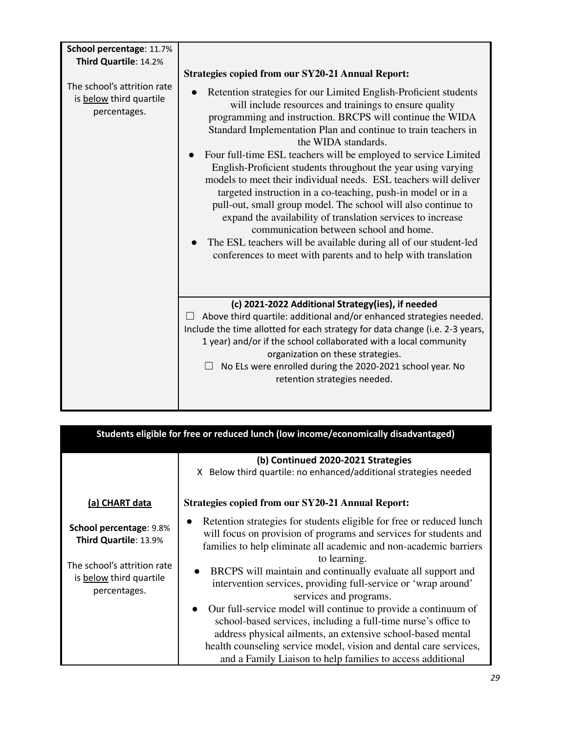| | |
|---|---|
| **School percentage**: 11.7%<br>**Third Quartile**: 14.2%<br><br>The school's attrition rate is below third quartile percentages. | **Strategies copied from our SY20-21 Annual Report:**<br>● Retention strategies for our Limited English-Proficient students will include resources and trainings to ensure quality programming and instruction. BRCPS will continue the WIDA Standard Implementation Plan and continue to train teachers in the WIDA standards.<br>● Four full-time ESL teachers will be employed to service Limited English-Proficient students throughout the year using varying models to meet their individual needs. ESL teachers will deliver targeted instruction in a co-teaching, push-in model or in a pull-out, small group model. The school will also continue to expand the availability of translation services to increase communication between school and home.<br>● The ESL teachers will be available during all of our student-led conferences to meet with parents and to help with translation |
| | **(c) 2021-2022 Additional Strategy(ies), if needed**<br>☐ Above third quartile: additional and/or enhanced strategies needed. Include the time allotted for each strategy for data change (i.e. 2-3 years, 1 year) and/or if the school collaborated with a local community organization on these strategies.<br>☐ No ELs were enrolled during the 2020-2021 school year. No retention strategies needed. |

| **Students eligible for free or reduced lunch (low income/economically disadvantaged)** | |
|---|---|
| | **(b) Continued 2020-2021 Strategies**<br>X Below third quartile: no enhanced/additional strategies needed |
| **(a) CHART data**<br><br>**School percentage**: 9.8%<br>**Third Quartile**: 13.9%<br><br>The school's attrition rate is below third quartile percentages. | **Strategies copied from our SY20-21 Annual Report:**<br>● Retention strategies for students eligible for free or reduced lunch will focus on provision of programs and services for students and families to help eliminate all academic and non-academic barriers to learning.<br>● BRCPS will maintain and continually evaluate all support and intervention services, providing full-service or 'wrap around' services and programs.<br>● Our full-service model will continue to provide a continuum of school-based services, including a full-time nurse's office to address physical ailments, an extensive school-based mental health counseling service model, vision and dental care services, and a Family Liaison to help families to access additional |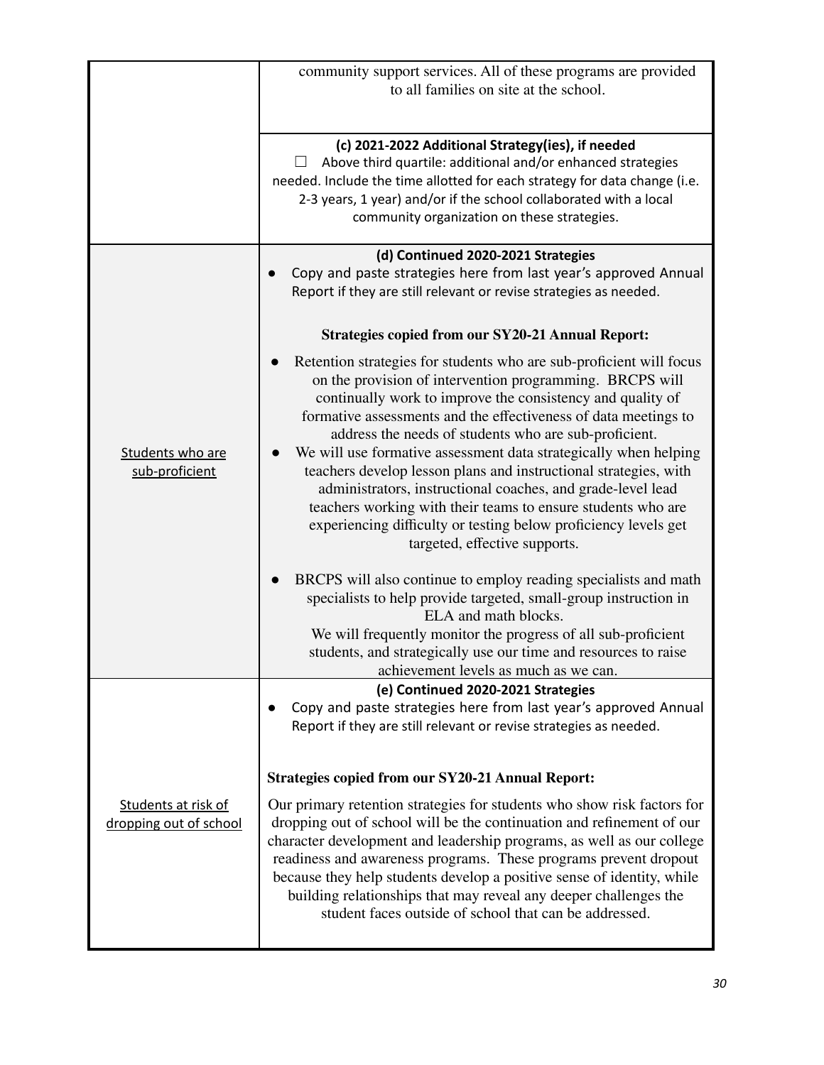| | |
|---|---|
| | community support services. All of these programs are provided to all families on site at the school. |
| | **(c) 2021-2022 Additional Strategy(ies), if needed**<br>☐ Above third quartile: additional and/or enhanced strategies needed. Include the time allotted for each strategy for data change (i.e. 2-3 years, 1 year) and/or if the school collaborated with a local community organization on these strategies. |
| Students who are sub-proficient | **(d) Continued 2020-2021 Strategies**<br>● Copy and paste strategies here from last year's approved Annual Report if they are still relevant or revise strategies as needed.<br><br>**Strategies copied from our SY20-21 Annual Report:**<br>● Retention strategies for students who are sub-proficient will focus on the provision of intervention programming. BRCPS will continually work to improve the consistency and quality of formative assessments and the effectiveness of data meetings to address the needs of students who are sub-proficient.<br>● We will use formative assessment data strategically when helping teachers develop lesson plans and instructional strategies, with administrators, instructional coaches, and grade-level lead teachers working with their teams to ensure students who are experiencing difficulty or testing below proficiency levels get targeted, effective supports.<br><br>● BRCPS will also continue to employ reading specialists and math specialists to help provide targeted, small-group instruction in ELA and math blocks.<br>We will frequently monitor the progress of all sub-proficient students, and strategically use our time and resources to raise achievement levels as much as we can. |
| Students at risk of dropping out of school | **(e) Continued 2020-2021 Strategies**<br>● Copy and paste strategies here from last year's approved Annual Report if they are still relevant or revise strategies as needed.<br><br>**Strategies copied from our SY20-21 Annual Report:**<br>Our primary retention strategies for students who show risk factors for dropping out of school will be the continuation and refinement of our character development and leadership programs, as well as our college readiness and awareness programs. These programs prevent dropout because they help students develop a positive sense of identity, while building relationships that may reveal any deeper challenges the student faces outside of school that can be addressed. |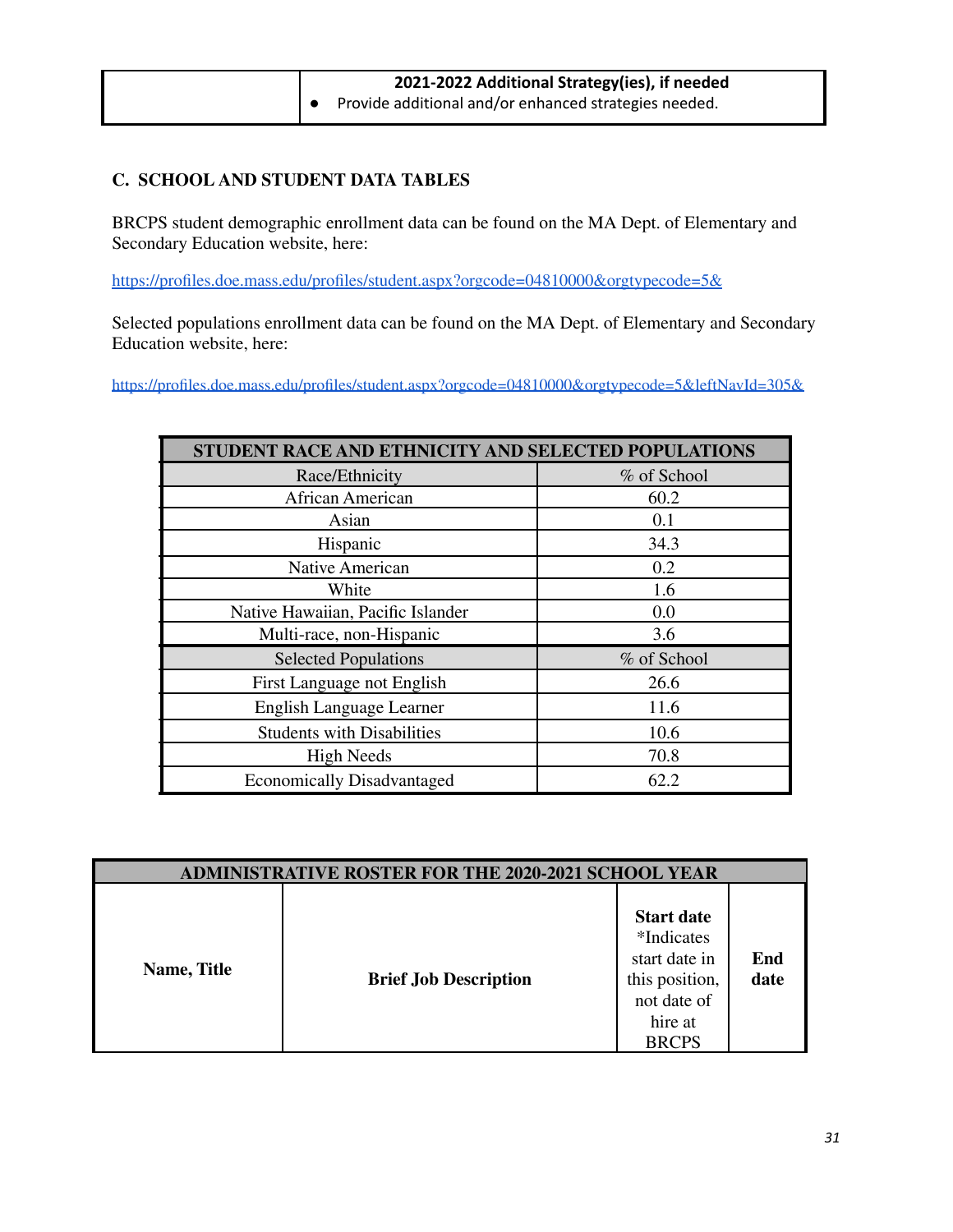| | 2021-2022 Additional Strategy(ies), if needed<br>• Provide additional and/or enhanced strategies needed. |
|---|---|

## C. SCHOOL AND STUDENT DATA TABLES

BRCPS student demographic enrollment data can be found on the MA Dept. of Elementary and Secondary Education website, here:

https://profiles.doe.mass.edu/profiles/student.aspx?orgcode=04810000&orgtypecode=5&

Selected populations enrollment data can be found on the MA Dept. of Elementary and Secondary Education website, here:

https://profiles.doe.mass.edu/profiles/student.aspx?orgcode=04810000&orgtypecode=5&leftNavId=305&

| STUDENT RACE AND ETHNICITY AND SELECTED POPULATIONS | |
|---|---|
| Race/Ethnicity | % of School |
| African American | 60.2 |
| Asian | 0.1 |
| Hispanic | 34.3 |
| Native American | 0.2 |
| White | 1.6 |
| Native Hawaiian, Pacific Islander | 0.0 |
| Multi-race, non-Hispanic | 3.6 |
| Selected Populations | % of School |
| First Language not English | 26.6 |
| English Language Learner | 11.6 |
| Students with Disabilities | 10.6 |
| High Needs | 70.8 |
| Economically Disadvantaged | 62.2 |

| ADMINISTRATIVE ROSTER FOR THE 2020-2021 SCHOOL YEAR | | | |
|---|---|---|---|
| **Name, Title** | **Brief Job Description** | **Start date** *Indicates start date in this position, not date of hire at BRCPS | **End date** |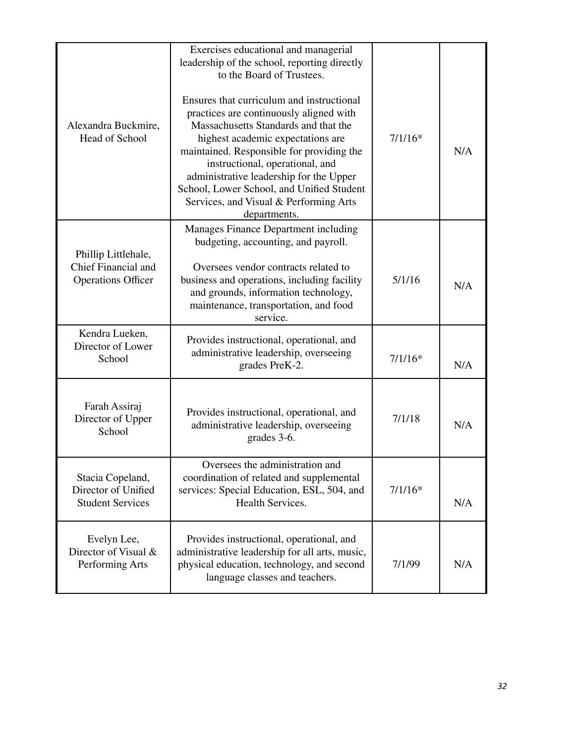| | | | |
|---|---|---|---|
| Alexandra Buckmire, Head of School | Exercises educational and managerial leadership of the school, reporting directly to the Board of Trustees.<br><br>Ensures that curriculum and instructional practices are continuously aligned with Massachusetts Standards and that the highest academic expectations are maintained. Responsible for providing the instructional, operational, and administrative leadership for the Upper School, Lower School, and Unified Student Services, and Visual & Performing Arts departments. | 7/1/16* | N/A |
| Phillip Littlehale, Chief Financial and Operations Officer | Manages Finance Department including budgeting, accounting, and payroll.<br><br>Oversees vendor contracts related to business and operations, including facility and grounds, information technology, maintenance, transportation, and food service. | 5/1/16 | N/A |
| Kendra Lueken, Director of Lower School | Provides instructional, operational, and administrative leadership, overseeing grades PreK-2. | 7/1/16* | N/A |
| Farah Assiraj Director of Upper School | Provides instructional, operational, and administrative leadership, overseeing grades 3-6. | 7/1/18 | N/A |
| Stacia Copeland, Director of Unified Student Services | Oversees the administration and coordination of related and supplemental services: Special Education, ESL, 504, and Health Services. | 7/1/16* | N/A |
| Evelyn Lee, Director of Visual & Performing Arts | Provides instructional, operational, and administrative leadership for all arts, music, physical education, technology, and second language classes and teachers. | 7/1/99 | N/A |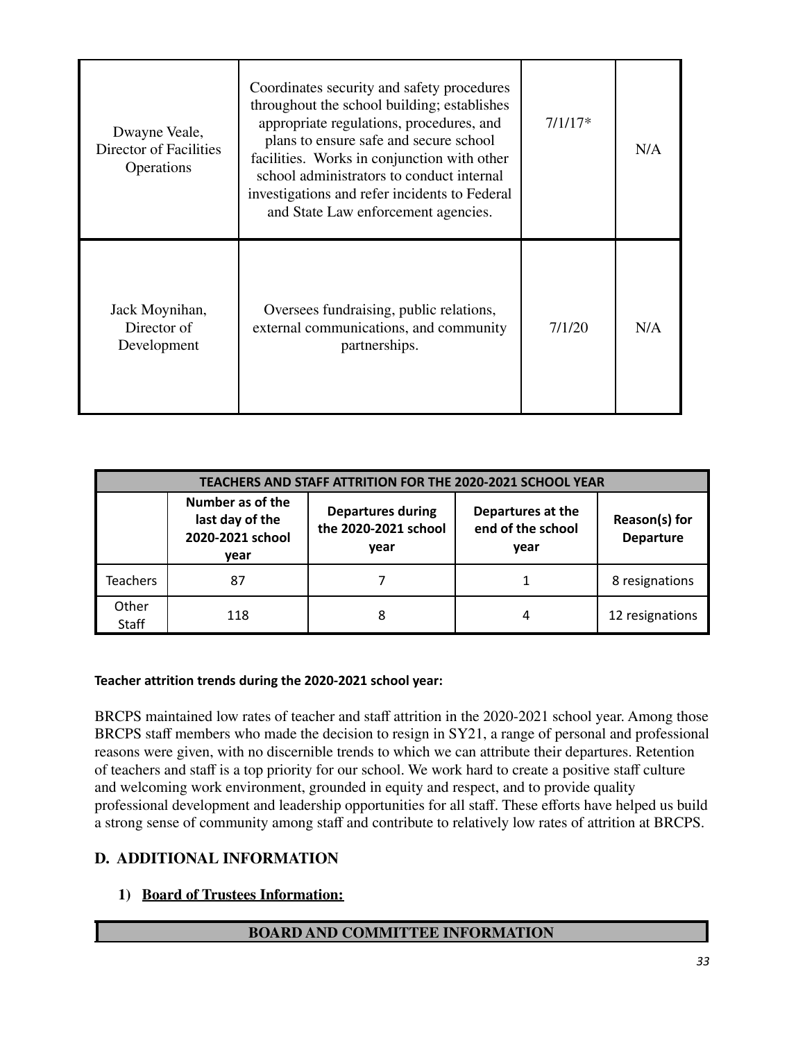| | | | |
|---|---|---|---|
| Dwayne Veale, Director of Facilities Operations | Coordinates security and safety procedures throughout the school building; establishes appropriate regulations, procedures, and plans to ensure safe and secure school facilities. Works in conjunction with other school administrators to conduct internal investigations and refer incidents to Federal and State Law enforcement agencies. | 7/1/17* | N/A |
| Jack Moynihan, Director of Development | Oversees fundraising, public relations, external communications, and community partnerships. | 7/1/20 | N/A |

| TEACHERS AND STAFF ATTRITION FOR THE 2020-2021 SCHOOL YEAR | | | | |
|---|---|---|---|---|
| | **Number as of the last day of the 2020-2021 school year** | **Departures during the 2020-2021 school year** | **Departures at the end of the school year** | **Reason(s) for Departure** |
| Teachers | 87 | 7 | 1 | 8 resignations |
| Other Staff | 118 | 8 | 4 | 12 resignations |

**Teacher attrition trends during the 2020-2021 school year:**

BRCPS maintained low rates of teacher and staff attrition in the 2020-2021 school year. Among those BRCPS staff members who made the decision to resign in SY21, a range of personal and professional reasons were given, with no discernible trends to which we can attribute their departures. Retention of teachers and staff is a top priority for our school. We work hard to create a positive staff culture and welcoming work environment, grounded in equity and respect, and to provide quality professional development and leadership opportunities for all staff. These efforts have helped us build a strong sense of community among staff and contribute to relatively low rates of attrition at BRCPS.

## D. ADDITIONAL INFORMATION

### 1) Board of Trustees Information:

| BOARD AND COMMITTEE INFORMATION |
|---|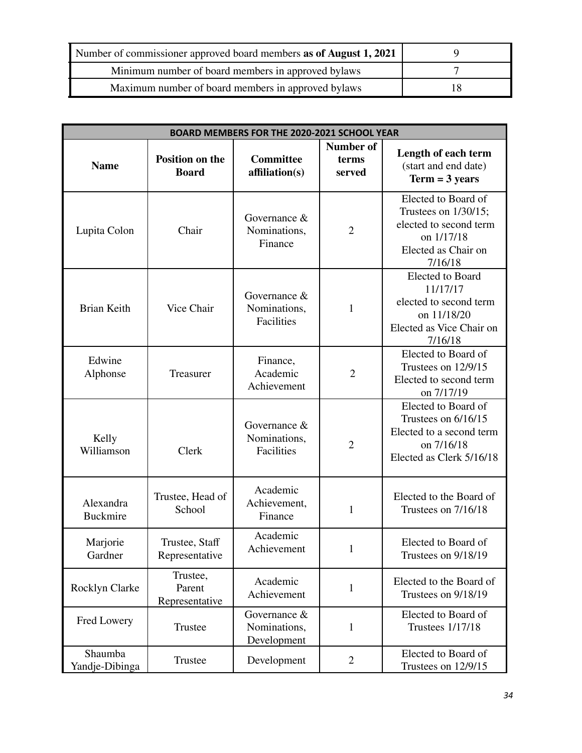| Number of commissioner approved board members **as of August 1, 2021** | 9 |
|---|---|
| Minimum number of board members in approved bylaws | 7 |
| Maximum number of board members in approved bylaws | 18 |

| **BOARD MEMBERS FOR THE 2020-2021 SCHOOL YEAR** | | | | |
|---|---|---|---|---|
| **Name** | **Position on the Board** | **Committee affiliation(s)** | **Number of terms served** | **Length of each term** (start and end date) **Term = 3 years** |
| Lupita Colon | Chair | Governance & Nominations, Finance | 2 | Elected to Board of Trustees on 1/30/15; elected to second term on 1/17/18 Elected as Chair on 7/16/18 |
| Brian Keith | Vice Chair | Governance & Nominations, Facilities | 1 | Elected to Board 11/17/17 elected to second term on 11/18/20 Elected as Vice Chair on 7/16/18 |
| Edwine Alphonse | Treasurer | Finance, Academic Achievement | 2 | Elected to Board of Trustees on 12/9/15 Elected to second term on 7/17/19 |
| Kelly Williamson | Clerk | Governance & Nominations, Facilities | 2 | Elected to Board of Trustees on 6/16/15 Elected to a second term on 7/16/18 Elected as Clerk 5/16/18 |
| Alexandra Buckmire | Trustee, Head of School | Academic Achievement, Finance | 1 | Elected to the Board of Trustees on 7/16/18 |
| Marjorie Gardner | Trustee, Staff Representative | Academic Achievement | 1 | Elected to Board of Trustees on 9/18/19 |
| Rocklyn Clarke | Trustee, Parent Representative | Academic Achievement | 1 | Elected to the Board of Trustees on 9/18/19 |
| Fred Lowery | Trustee | Governance & Nominations, Development | 1 | Elected to Board of Trustees 1/17/18 |
| Shaumba Yandje-Dibinga | Trustee | Development | 2 | Elected to Board of Trustees on 12/9/15 |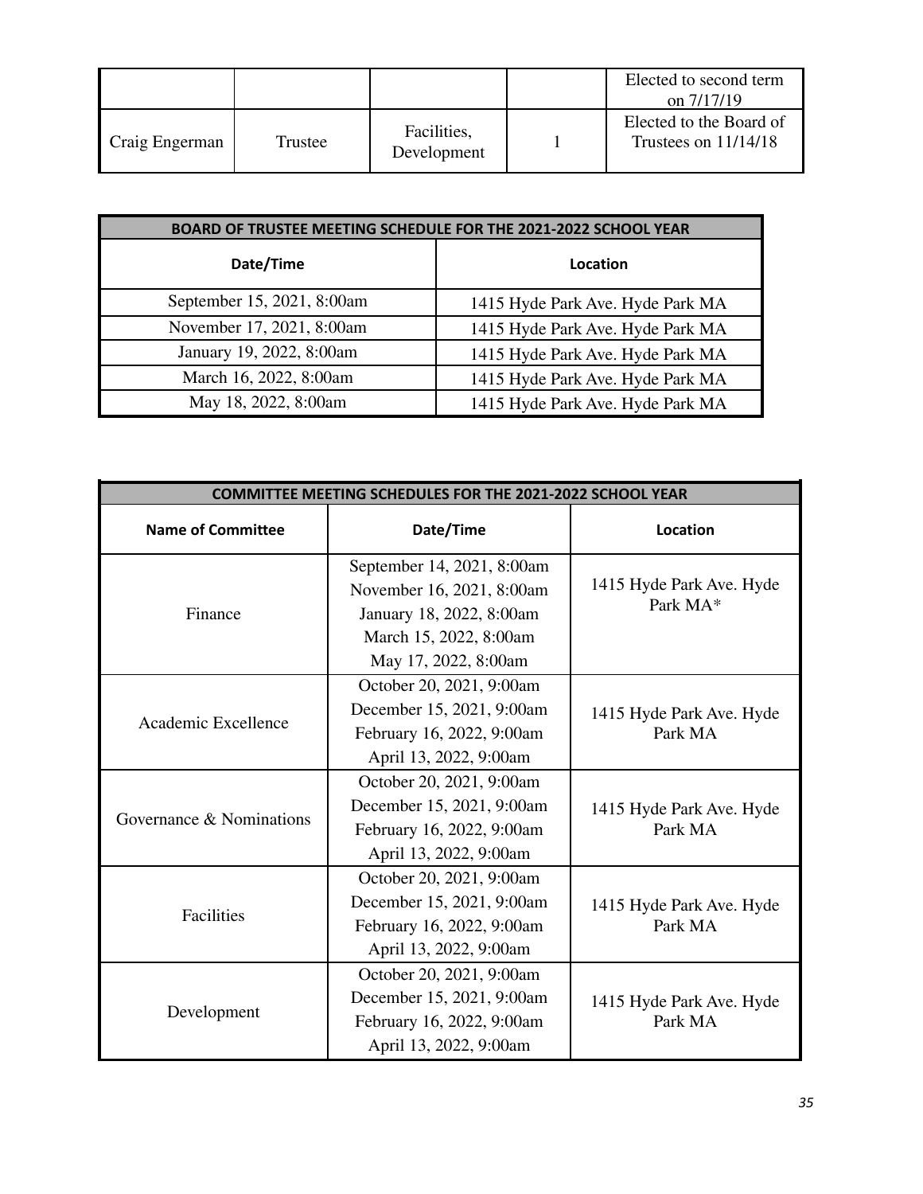| | | | | |
|---|---|---|---|---|
| | | | | Elected to second term on 7/17/19 |
| Craig Engerman | Trustee | Facilities, Development | 1 | Elected to the Board of Trustees on 11/14/18 |

| BOARD OF TRUSTEE MEETING SCHEDULE FOR THE 2021-2022 SCHOOL YEAR | |
|---|---|
| **Date/Time** | **Location** |
| September 15, 2021, 8:00am | 1415 Hyde Park Ave. Hyde Park MA |
| November 17, 2021, 8:00am | 1415 Hyde Park Ave. Hyde Park MA |
| January 19, 2022, 8:00am | 1415 Hyde Park Ave. Hyde Park MA |
| March 16, 2022, 8:00am | 1415 Hyde Park Ave. Hyde Park MA |
| May 18, 2022, 8:00am | 1415 Hyde Park Ave. Hyde Park MA |

| COMMITTEE MEETING SCHEDULES FOR THE 2021-2022 SCHOOL YEAR | | |
|---|---|---|
| **Name of Committee** | **Date/Time** | **Location** |
| Finance | September 14, 2021, 8:00am<br>November 16, 2021, 8:00am<br>January 18, 2022, 8:00am<br>March 15, 2022, 8:00am<br>May 17, 2022, 8:00am | 1415 Hyde Park Ave. Hyde Park MA* |
| Academic Excellence | October 20, 2021, 9:00am<br>December 15, 2021, 9:00am<br>February 16, 2022, 9:00am<br>April 13, 2022, 9:00am | 1415 Hyde Park Ave. Hyde Park MA |
| Governance & Nominations | October 20, 2021, 9:00am<br>December 15, 2021, 9:00am<br>February 16, 2022, 9:00am<br>April 13, 2022, 9:00am | 1415 Hyde Park Ave. Hyde Park MA |
| Facilities | October 20, 2021, 9:00am<br>December 15, 2021, 9:00am<br>February 16, 2022, 9:00am<br>April 13, 2022, 9:00am | 1415 Hyde Park Ave. Hyde Park MA |
| Development | October 20, 2021, 9:00am<br>December 15, 2021, 9:00am<br>February 16, 2022, 9:00am<br>April 13, 2022, 9:00am | 1415 Hyde Park Ave. Hyde Park MA |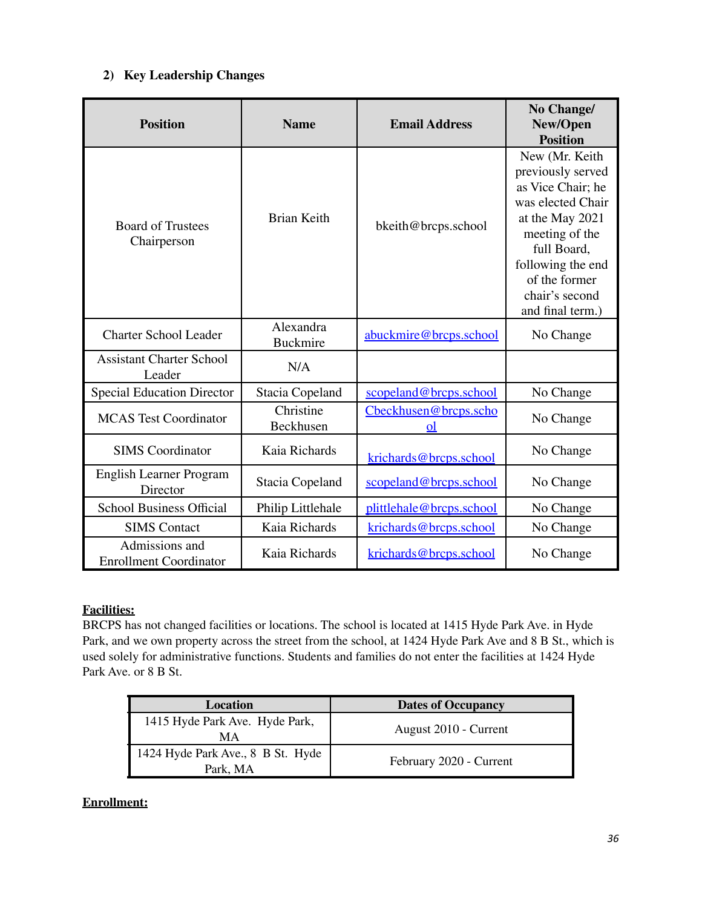## 2) Key Leadership Changes

| Position | Name | Email Address | No Change/ New/Open Position |
|---|---|---|---|
| Board of Trustees Chairperson | Brian Keith | bkeith@brcps.school | New (Mr. Keith previously served as Vice Chair; he was elected Chair at the May 2021 meeting of the full Board, following the end of the former chair's second and final term.) |
| Charter School Leader | Alexandra Buckmire | abuckmire@brcps.school | No Change |
| Assistant Charter School Leader | N/A | | |
| Special Education Director | Stacia Copeland | scopeland@brcps.school | No Change |
| MCAS Test Coordinator | Christine Beckhusen | Cbeckhusen@brcps.school | No Change |
| SIMS Coordinator | Kaia Richards | krichards@brcps.school | No Change |
| English Learner Program Director | Stacia Copeland | scopeland@brcps.school | No Change |
| School Business Official | Philip Littlehale | plittlehale@brcps.school | No Change |
| SIMS Contact | Kaia Richards | krichards@brcps.school | No Change |
| Admissions and Enrollment Coordinator | Kaia Richards | krichards@brcps.school | No Change |

**Facilities:**

BRCPS has not changed facilities or locations. The school is located at 1415 Hyde Park Ave. in Hyde Park, and we own property across the street from the school, at 1424 Hyde Park Ave and 8 B St., which is used solely for administrative functions. Students and families do not enter the facilities at 1424 Hyde Park Ave. or 8 B St.

| Location | Dates of Occupancy |
|---|---|
| 1415 Hyde Park Ave. Hyde Park, MA | August 2010 - Current |
| 1424 Hyde Park Ave., 8 B St. Hyde Park, MA | February 2020 - Current |

**Enrollment:**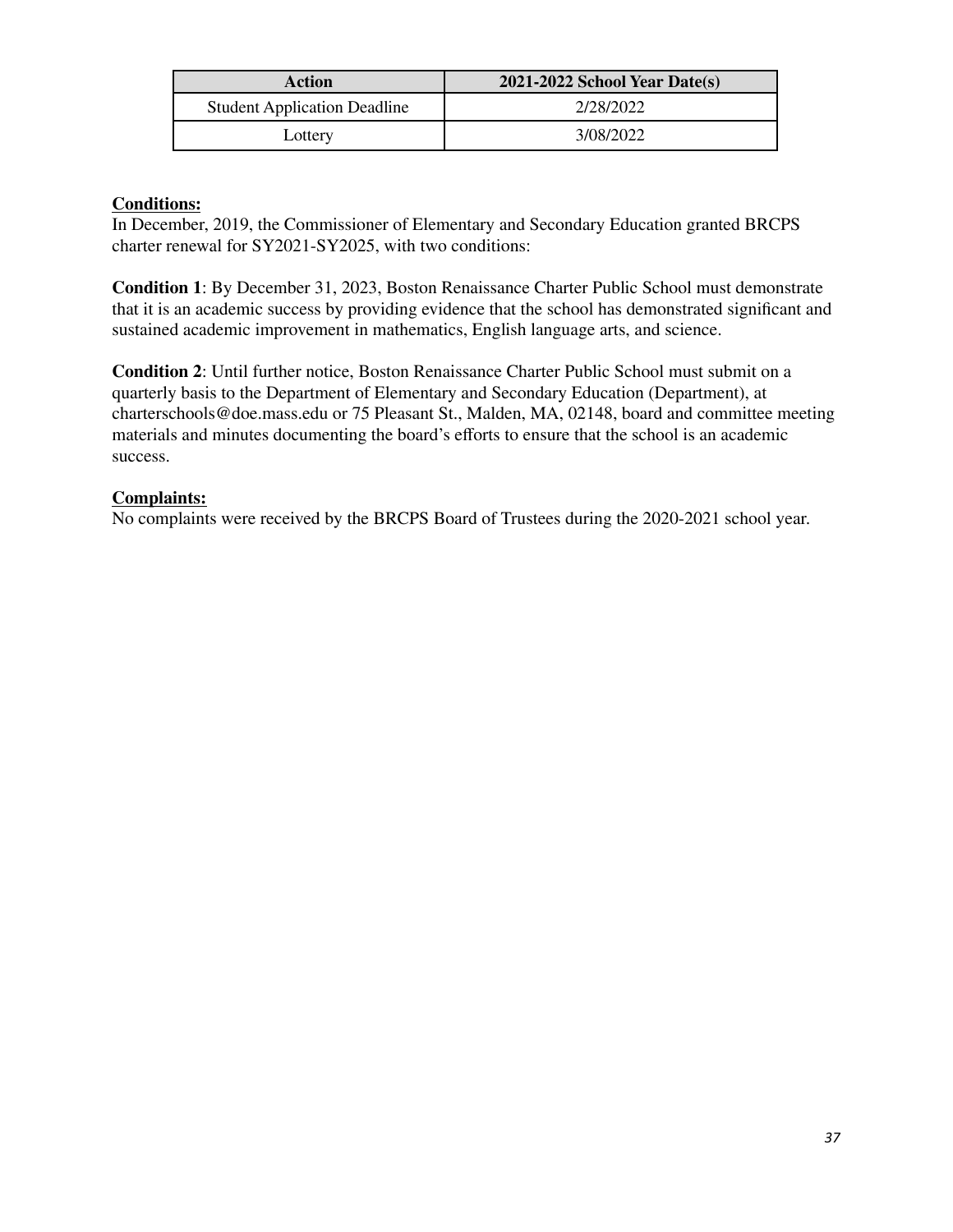| Action | 2021-2022 School Year Date(s) |
| --- | --- |
| Student Application Deadline | 2/28/2022 |
| Lottery | 3/08/2022 |

**Conditions:**
In December, 2019, the Commissioner of Elementary and Secondary Education granted BRCPS charter renewal for SY2021-SY2025, with two conditions:

**Condition 1**: By December 31, 2023, Boston Renaissance Charter Public School must demonstrate that it is an academic success by providing evidence that the school has demonstrated significant and sustained academic improvement in mathematics, English language arts, and science.

**Condition 2**: Until further notice, Boston Renaissance Charter Public School must submit on a quarterly basis to the Department of Elementary and Secondary Education (Department), at charterschools@doe.mass.edu or 75 Pleasant St., Malden, MA, 02148, board and committee meeting materials and minutes documenting the board's efforts to ensure that the school is an academic success.

**Complaints:**
No complaints were received by the BRCPS Board of Trustees during the 2020-2021 school year.